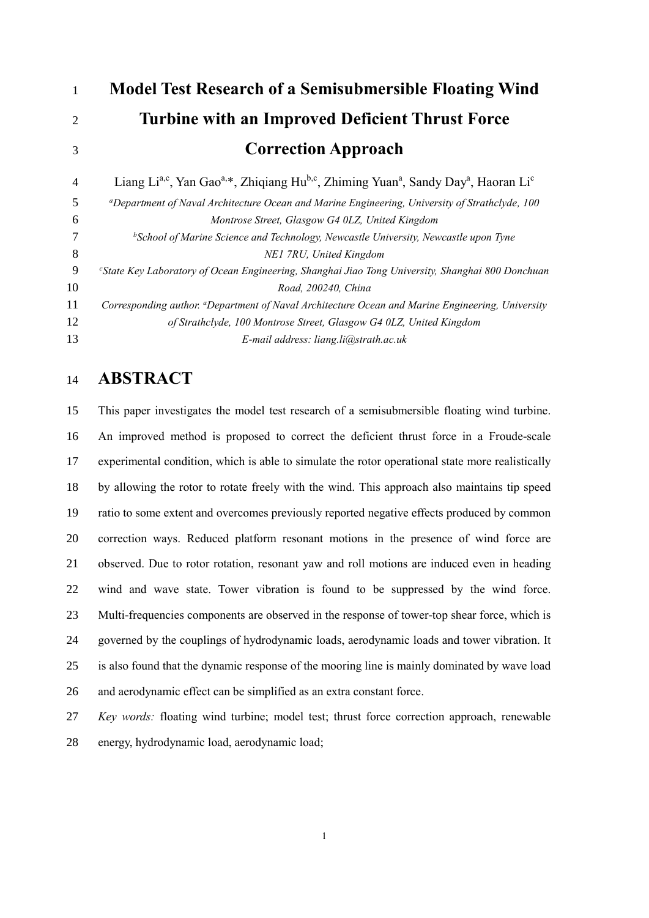# Model Test Research of a Semisubmersible Floating Wind Turbine with an Improved Deficient Thrust Force Correction Approach

Liang Li[a,c], Yan Gao[a,*], Zhiqiang Hu[b,c], Zhiming Yuan[a], Sandy Day[a], Haoran Li[c]

*[a]Department of Naval Architecture Ocean and Marine Engineering, University of Strathclyde, 100 Montrose Street, Glasgow G4 0LZ, United Kingdom*

*[b]School of Marine Science and Technology, Newcastle University, Newcastle upon Tyne NE1 7RU, United Kingdom*

*[c]State Key Laboratory of Ocean Engineering, Shanghai Jiao Tong University, Shanghai 800 Donchuan Road, 200240, China*

*Corresponding author. [a]Department of Naval Architecture Ocean and Marine Engineering, University of Strathclyde, 100 Montrose Street, Glasgow G4 0LZ, United Kingdom*

*E-mail address: liang.li@strath.ac.uk*

# ABSTRACT

This paper investigates the model test research of a semisubmersible floating wind turbine. An improved method is proposed to correct the deficient thrust force in a Froude-scale experimental condition, which is able to simulate the rotor operational state more realistically by allowing the rotor to rotate freely with the wind. This approach also maintains tip speed ratio to some extent and overcomes previously reported negative effects produced by common correction ways. Reduced platform resonant motions in the presence of wind force are observed. Due to rotor rotation, resonant yaw and roll motions are induced even in heading wind and wave state. Tower vibration is found to be suppressed by the wind force. Multi-frequencies components are observed in the response of tower-top shear force, which is governed by the couplings of hydrodynamic loads, aerodynamic loads and tower vibration. It is also found that the dynamic response of the mooring line is mainly dominated by wave load and aerodynamic effect can be simplified as an extra constant force.

*Key words:* floating wind turbine; model test; thrust force correction approach, renewable energy, hydrodynamic load, aerodynamic load;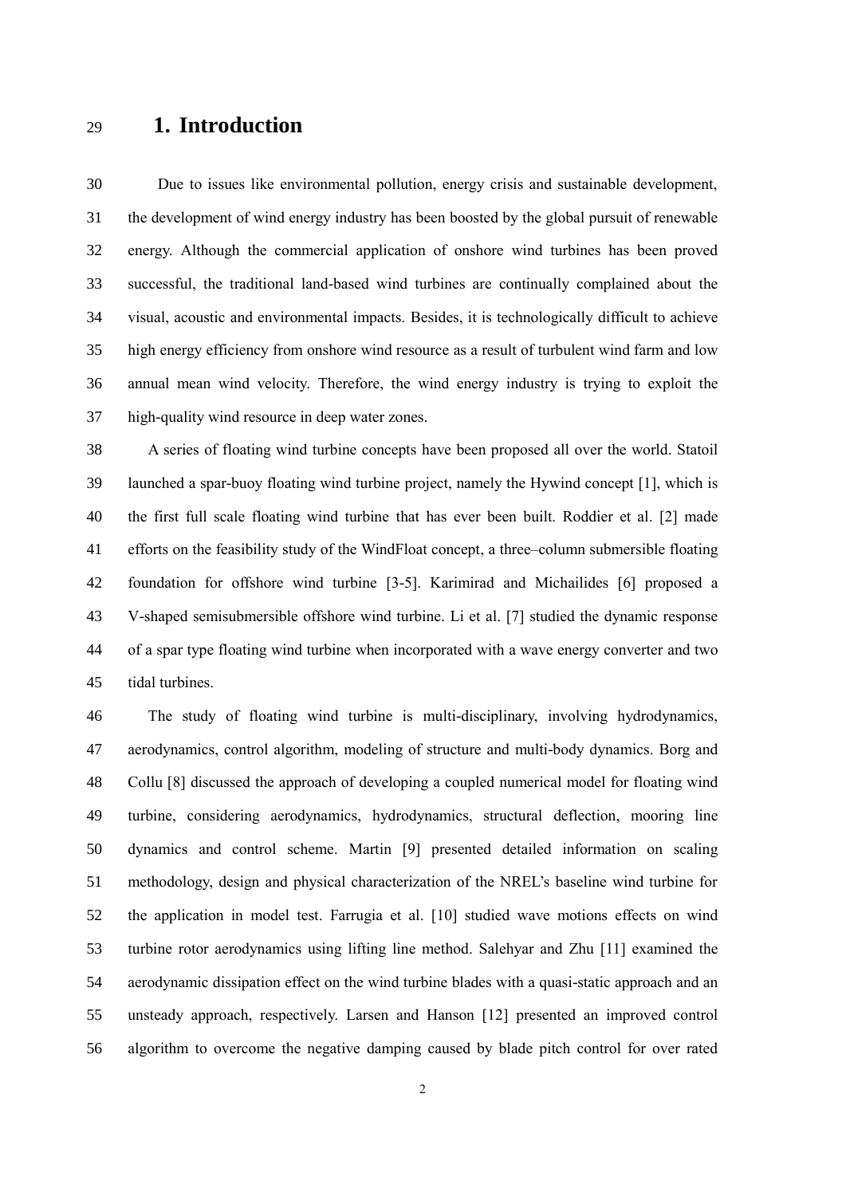# 1. Introduction

Due to issues like environmental pollution, energy crisis and sustainable development, the development of wind energy industry has been boosted by the global pursuit of renewable energy. Although the commercial application of onshore wind turbines has been proved successful, the traditional land-based wind turbines are continually complained about the visual, acoustic and environmental impacts. Besides, it is technologically difficult to achieve high energy efficiency from onshore wind resource as a result of turbulent wind farm and low annual mean wind velocity. Therefore, the wind energy industry is trying to exploit the high-quality wind resource in deep water zones.

A series of floating wind turbine concepts have been proposed all over the world. Statoil launched a spar-buoy floating wind turbine project, namely the Hywind concept [1], which is the first full scale floating wind turbine that has ever been built. Roddier et al. [2] made efforts on the feasibility study of the WindFloat concept, a three–column submersible floating foundation for offshore wind turbine [3-5]. Karimirad and Michailides [6] proposed a V-shaped semisubmersible offshore wind turbine. Li et al. [7] studied the dynamic response of a spar type floating wind turbine when incorporated with a wave energy converter and two tidal turbines.

The study of floating wind turbine is multi-disciplinary, involving hydrodynamics, aerodynamics, control algorithm, modeling of structure and multi-body dynamics. Borg and Collu [8] discussed the approach of developing a coupled numerical model for floating wind turbine, considering aerodynamics, hydrodynamics, structural deflection, mooring line dynamics and control scheme. Martin [9] presented detailed information on scaling methodology, design and physical characterization of the NREL's baseline wind turbine for the application in model test. Farrugia et al. [10] studied wave motions effects on wind turbine rotor aerodynamics using lifting line method. Salehyar and Zhu [11] examined the aerodynamic dissipation effect on the wind turbine blades with a quasi-static approach and an unsteady approach, respectively. Larsen and Hanson [12] presented an improved control algorithm to overcome the negative damping caused by blade pitch control for over rated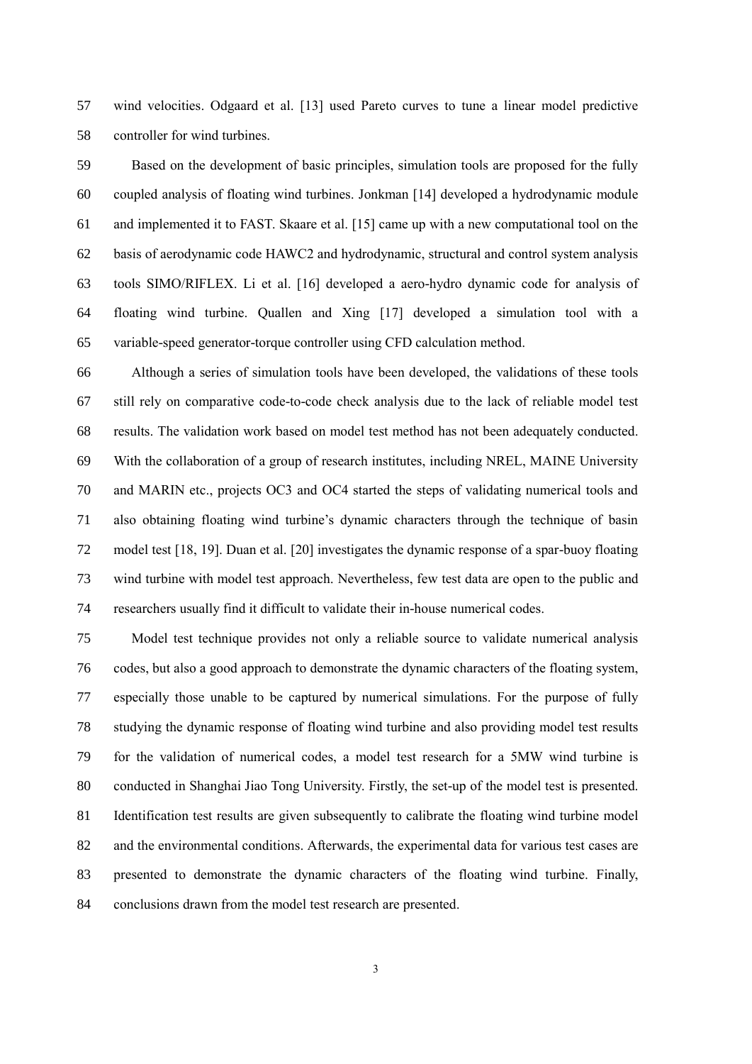wind velocities. Odgaard et al. [13] used Pareto curves to tune a linear model predictive controller for wind turbines.

Based on the development of basic principles, simulation tools are proposed for the fully coupled analysis of floating wind turbines. Jonkman [14] developed a hydrodynamic module and implemented it to FAST. Skaare et al. [15] came up with a new computational tool on the basis of aerodynamic code HAWC2 and hydrodynamic, structural and control system analysis tools SIMO/RIFLEX. Li et al. [16] developed a aero-hydro dynamic code for analysis of floating wind turbine. Quallen and Xing [17] developed a simulation tool with a variable-speed generator-torque controller using CFD calculation method.

Although a series of simulation tools have been developed, the validations of these tools still rely on comparative code-to-code check analysis due to the lack of reliable model test results. The validation work based on model test method has not been adequately conducted. With the collaboration of a group of research institutes, including NREL, MAINE University and MARIN etc., projects OC3 and OC4 started the steps of validating numerical tools and also obtaining floating wind turbine's dynamic characters through the technique of basin model test [18, 19]. Duan et al. [20] investigates the dynamic response of a spar-buoy floating wind turbine with model test approach. Nevertheless, few test data are open to the public and researchers usually find it difficult to validate their in-house numerical codes.

Model test technique provides not only a reliable source to validate numerical analysis codes, but also a good approach to demonstrate the dynamic characters of the floating system, especially those unable to be captured by numerical simulations. For the purpose of fully studying the dynamic response of floating wind turbine and also providing model test results for the validation of numerical codes, a model test research for a 5MW wind turbine is conducted in Shanghai Jiao Tong University. Firstly, the set-up of the model test is presented. Identification test results are given subsequently to calibrate the floating wind turbine model and the environmental conditions. Afterwards, the experimental data for various test cases are presented to demonstrate the dynamic characters of the floating wind turbine. Finally, conclusions drawn from the model test research are presented.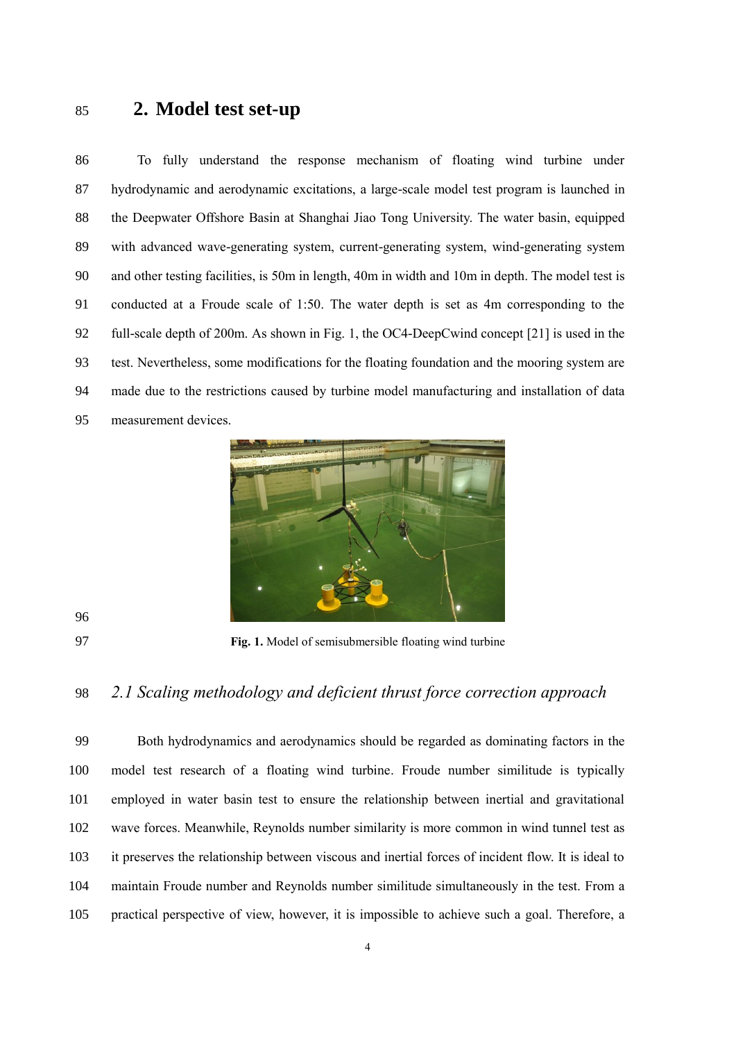## 2. Model test set-up

To fully understand the response mechanism of floating wind turbine under hydrodynamic and aerodynamic excitations, a large-scale model test program is launched in the Deepwater Offshore Basin at Shanghai Jiao Tong University. The water basin, equipped with advanced wave-generating system, current-generating system, wind-generating system and other testing facilities, is 50m in length, 40m in width and 10m in depth. The model test is conducted at a Froude scale of 1:50. The water depth is set as 4m corresponding to the full-scale depth of 200m. As shown in Fig. 1, the OC4-DeepCwind concept [21] is used in the test. Nevertheless, some modifications for the floating foundation and the mooring system are made due to the restrictions caused by turbine model manufacturing and installation of data measurement devices.

**Fig. 1.** Model of semisubmersible floating wind turbine

### *2.1 Scaling methodology and deficient thrust force correction approach*

Both hydrodynamics and aerodynamics should be regarded as dominating factors in the model test research of a floating wind turbine. Froude number similitude is typically employed in water basin test to ensure the relationship between inertial and gravitational wave forces. Meanwhile, Reynolds number similarity is more common in wind tunnel test as it preserves the relationship between viscous and inertial forces of incident flow. It is ideal to maintain Froude number and Reynolds number similitude simultaneously in the test. From a practical perspective of view, however, it is impossible to achieve such a goal. Therefore, a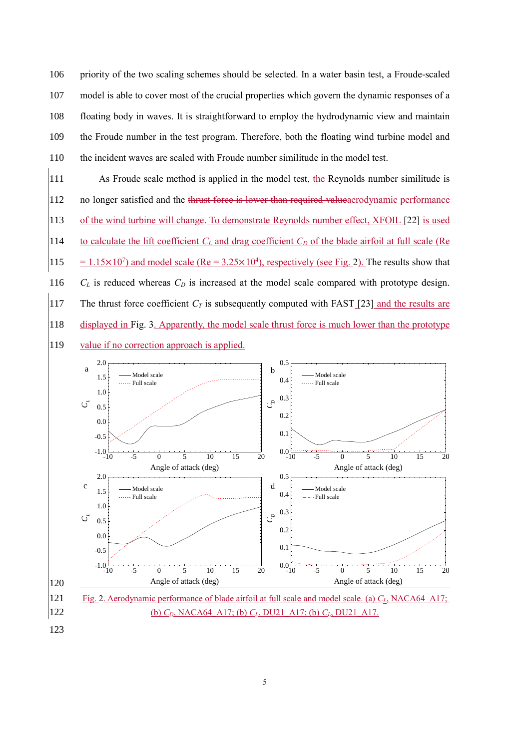priority of the two scaling schemes should be selected. In a water basin test, a Froude-scaled model is able to cover most of the crucial properties which govern the dynamic responses of a floating body in waves. It is straightforward to employ the hydrodynamic view and maintain the Froude number in the test program. Therefore, both the floating wind turbine model and the incident waves are scaled with Froude number similitude in the model test.

As Froude scale method is applied in the model test, the Reynolds number similitude is no longer satisfied and the ~~thrust force is lower than required value~~aerodynamic performance of the wind turbine will change. To demonstrate Reynolds number effect, XFOIL [22] is used to calculate the lift coefficient $C_L$ and drag coefficient $C_D$ of the blade airfoil at full scale (Re = $1.15\times10^7$) and model scale (Re = $3.25\times10^4$), respectively (see Fig. 2). The results show that $C_L$ is reduced whereas $C_D$ is increased at the model scale compared with prototype design. The thrust force coefficient $C_T$ is subsequently computed with FAST [23] and the results are displayed in Fig. 3. Apparently, the model scale thrust force is much lower than the prototype value if no correction approach is applied.

Fig. 2. Aerodynamic performance of blade airfoil at full scale and model scale. (a) $C_L$, NACA64_A17; (b) $C_D$, NACA64_A17; (b) $C_L$, DU21_A17; (b) $C_L$, DU21_A17.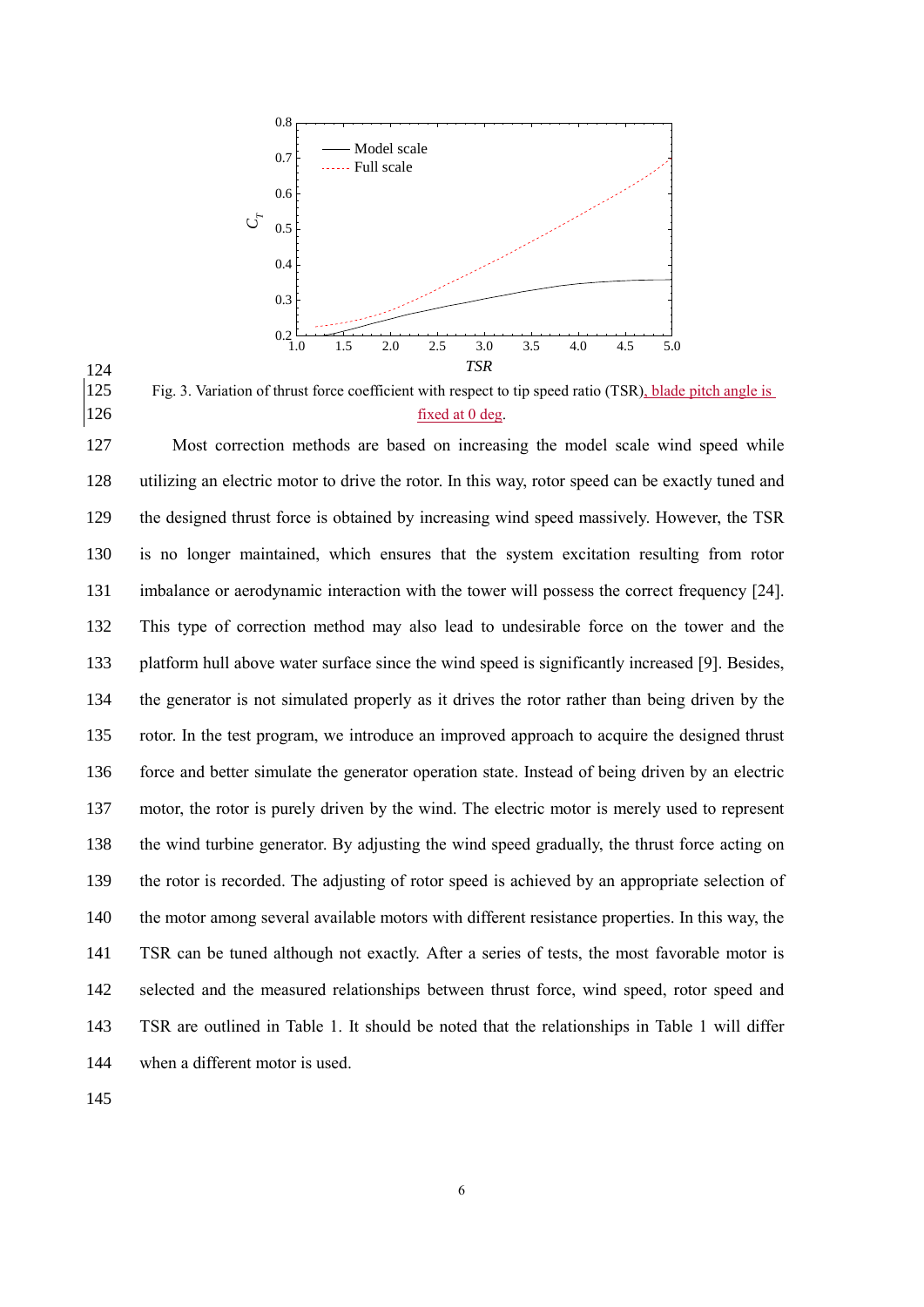Fig. 3. Variation of thrust force coefficient with respect to tip speed ratio (TSR), blade pitch angle is fixed at 0 deg.

Most correction methods are based on increasing the model scale wind speed while utilizing an electric motor to drive the rotor. In this way, rotor speed can be exactly tuned and the designed thrust force is obtained by increasing wind speed massively. However, the TSR is no longer maintained, which ensures that the system excitation resulting from rotor imbalance or aerodynamic interaction with the tower will possess the correct frequency [24]. This type of correction method may also lead to undesirable force on the tower and the platform hull above water surface since the wind speed is significantly increased [9]. Besides, the generator is not simulated properly as it drives the rotor rather than being driven by the rotor. In the test program, we introduce an improved approach to acquire the designed thrust force and better simulate the generator operation state. Instead of being driven by an electric motor, the rotor is purely driven by the wind. The electric motor is merely used to represent the wind turbine generator. By adjusting the wind speed gradually, the thrust force acting on the rotor is recorded. The adjusting of rotor speed is achieved by an appropriate selection of the motor among several available motors with different resistance properties. In this way, the TSR can be tuned although not exactly. After a series of tests, the most favorable motor is selected and the measured relationships between thrust force, wind speed, rotor speed and TSR are outlined in Table 1. It should be noted that the relationships in Table 1 will differ when a different motor is used.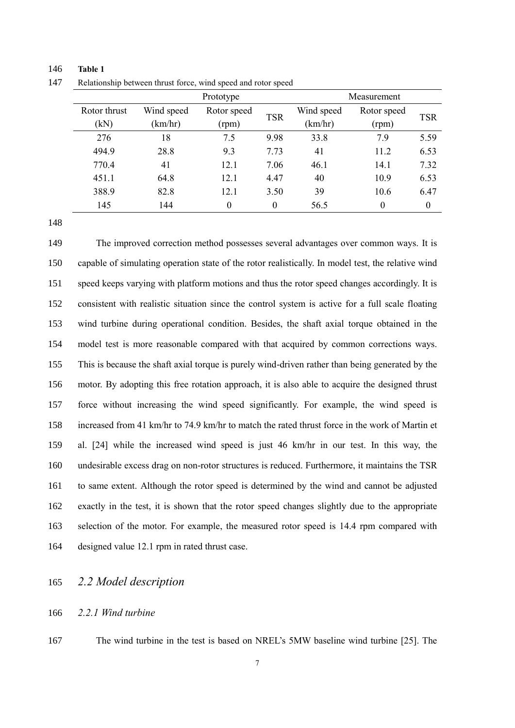**Table 1**

Relationship between thrust force, wind speed and rotor speed

| | Prototype | | | Measurement | | |
|---|---|---|---|---|---|---|
| Rotor thrust (kN) | Wind speed (km/hr) | Rotor speed (rpm) | TSR | Wind speed (km/hr) | Rotor speed (rpm) | TSR |
| 276 | 18 | 7.5 | 9.98 | 33.8 | 7.9 | 5.59 |
| 494.9 | 28.8 | 9.3 | 7.73 | 41 | 11.2 | 6.53 |
| 770.4 | 41 | 12.1 | 7.06 | 46.1 | 14.1 | 7.32 |
| 451.1 | 64.8 | 12.1 | 4.47 | 40 | 10.9 | 6.53 |
| 388.9 | 82.8 | 12.1 | 3.50 | 39 | 10.6 | 6.47 |
| 145 | 144 | 0 | 0 | 56.5 | 0 | 0 |

The improved correction method possesses several advantages over common ways. It is capable of simulating operation state of the rotor realistically. In model test, the relative wind speed keeps varying with platform motions and thus the rotor speed changes accordingly. It is consistent with realistic situation since the control system is active for a full scale floating wind turbine during operational condition. Besides, the shaft axial torque obtained in the model test is more reasonable compared with that acquired by common corrections ways. This is because the shaft axial torque is purely wind-driven rather than being generated by the motor. By adopting this free rotation approach, it is also able to acquire the designed thrust force without increasing the wind speed significantly. For example, the wind speed is increased from 41 km/hr to 74.9 km/hr to match the rated thrust force in the work of Martin et al. [24] while the increased wind speed is just 46 km/hr in our test. In this way, the undesirable excess drag on non-rotor structures is reduced. Furthermore, it maintains the TSR to same extent. Although the rotor speed is determined by the wind and cannot be adjusted exactly in the test, it is shown that the rotor speed changes slightly due to the appropriate selection of the motor. For example, the measured rotor speed is 14.4 rpm compared with designed value 12.1 rpm in rated thrust case.

## *2.2 Model description*

### *2.2.1 Wind turbine*

The wind turbine in the test is based on NREL's 5MW baseline wind turbine [25]. The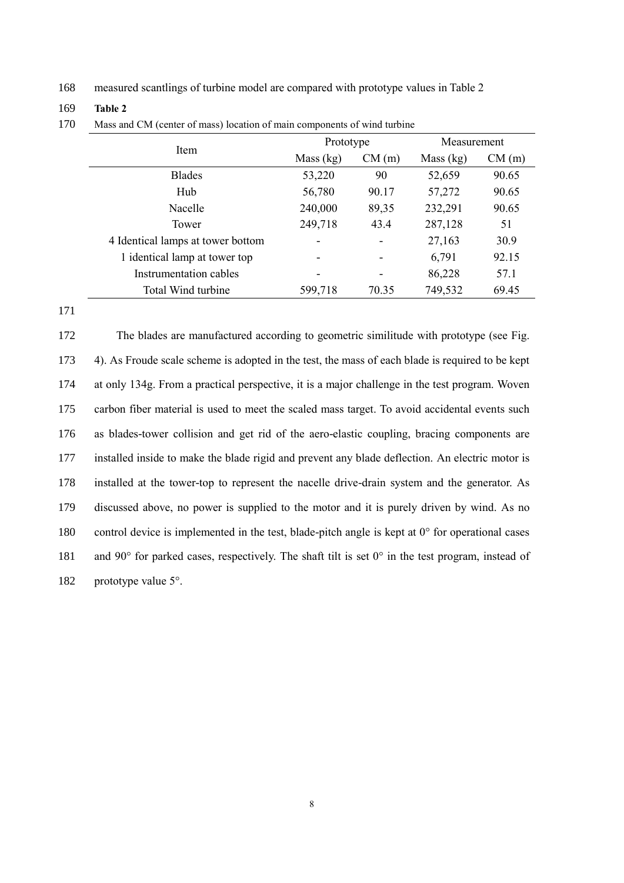measured scantlings of turbine model are compared with prototype values in Table 2

**Table 2**

Mass and CM (center of mass) location of main components of wind turbine

| Item | Prototype | | Measurement | |
|---|---|---|---|---|
| | Mass (kg) | CM (m) | Mass (kg) | CM (m) |
| Blades | 53,220 | 90 | 52,659 | 90.65 |
| Hub | 56,780 | 90.17 | 57,272 | 90.65 |
| Nacelle | 240,000 | 89,35 | 232,291 | 90.65 |
| Tower | 249,718 | 43.4 | 287,128 | 51 |
| 4 Identical lamps at tower bottom | - | - | 27,163 | 30.9 |
| 1 identical lamp at tower top | - | - | 6,791 | 92.15 |
| Instrumentation cables | - | - | 86,228 | 57.1 |
| Total Wind turbine | 599,718 | 70.35 | 749,532 | 69.45 |

The blades are manufactured according to geometric similitude with prototype (see Fig. 4). As Froude scale scheme is adopted in the test, the mass of each blade is required to be kept at only 134g. From a practical perspective, it is a major challenge in the test program. Woven carbon fiber material is used to meet the scaled mass target. To avoid accidental events such as blades-tower collision and get rid of the aero-elastic coupling, bracing components are installed inside to make the blade rigid and prevent any blade deflection. An electric motor is installed at the tower-top to represent the nacelle drive-drain system and the generator. As discussed above, no power is supplied to the motor and it is purely driven by wind. As no control device is implemented in the test, blade-pitch angle is kept at 0° for operational cases and 90° for parked cases, respectively. The shaft tilt is set 0° in the test program, instead of prototype value 5°.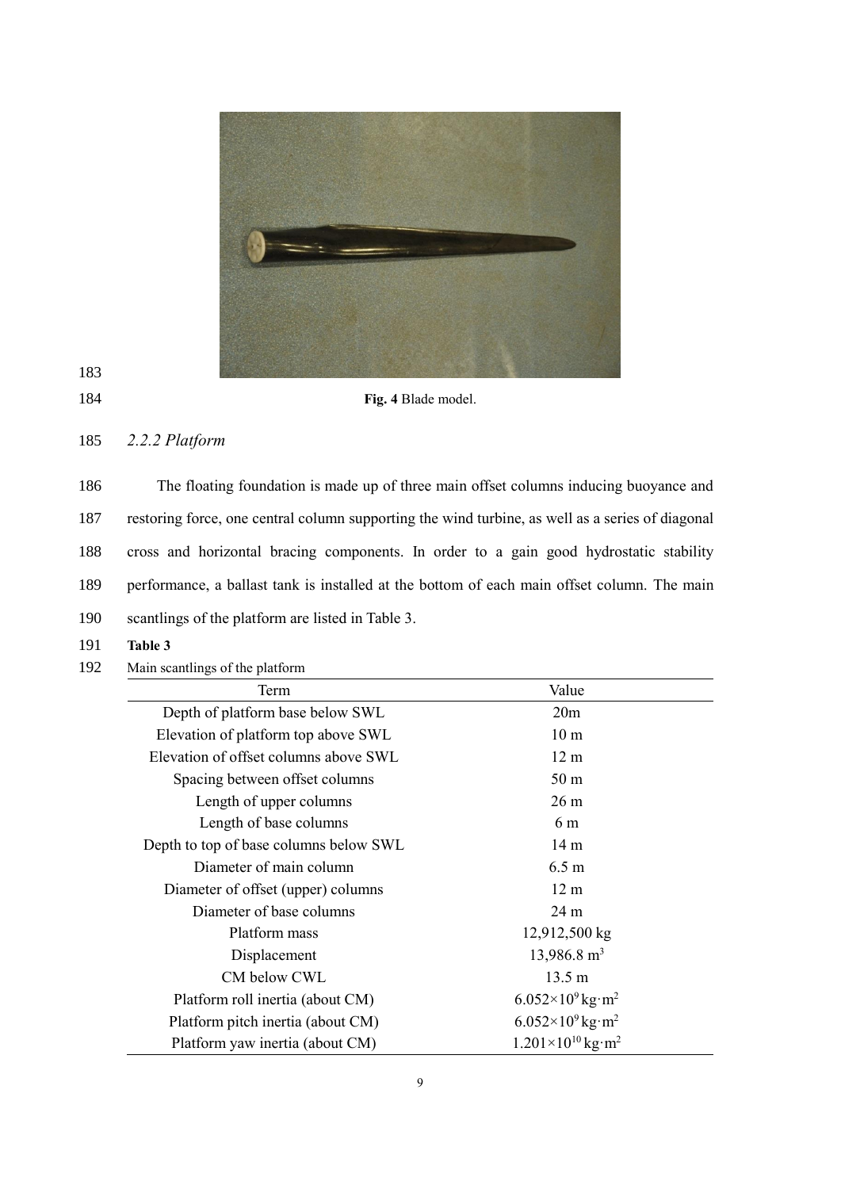**Fig. 4** Blade model.

### *2.2.2 Platform*

The floating foundation is made up of three main offset columns inducing buoyance and restoring force, one central column supporting the wind turbine, as well as a series of diagonal cross and horizontal bracing components. In order to a gain good hydrostatic stability performance, a ballast tank is installed at the bottom of each main offset column. The main scantlings of the platform are listed in Table 3.

**Table 3**

Main scantlings of the platform

| Term | Value |
|---|---|
| Depth of platform base below SWL | 20m |
| Elevation of platform top above SWL | 10 m |
| Elevation of offset columns above SWL | 12 m |
| Spacing between offset columns | 50 m |
| Length of upper columns | 26 m |
| Length of base columns | 6 m |
| Depth to top of base columns below SWL | 14 m |
| Diameter of main column | 6.5 m |
| Diameter of offset (upper) columns | 12 m |
| Diameter of base columns | 24 m |
| Platform mass | 12,912,500 kg |
| Displacement | 13,986.8 m$^3$ |
| CM below CWL | 13.5 m |
| Platform roll inertia (about CM) | $6.052\times10^9$ kg·m$^2$ |
| Platform pitch inertia (about CM) | $6.052\times10^9$ kg·m$^2$ |
| Platform yaw inertia (about CM) | $1.201\times10^{10}$ kg·m$^2$ |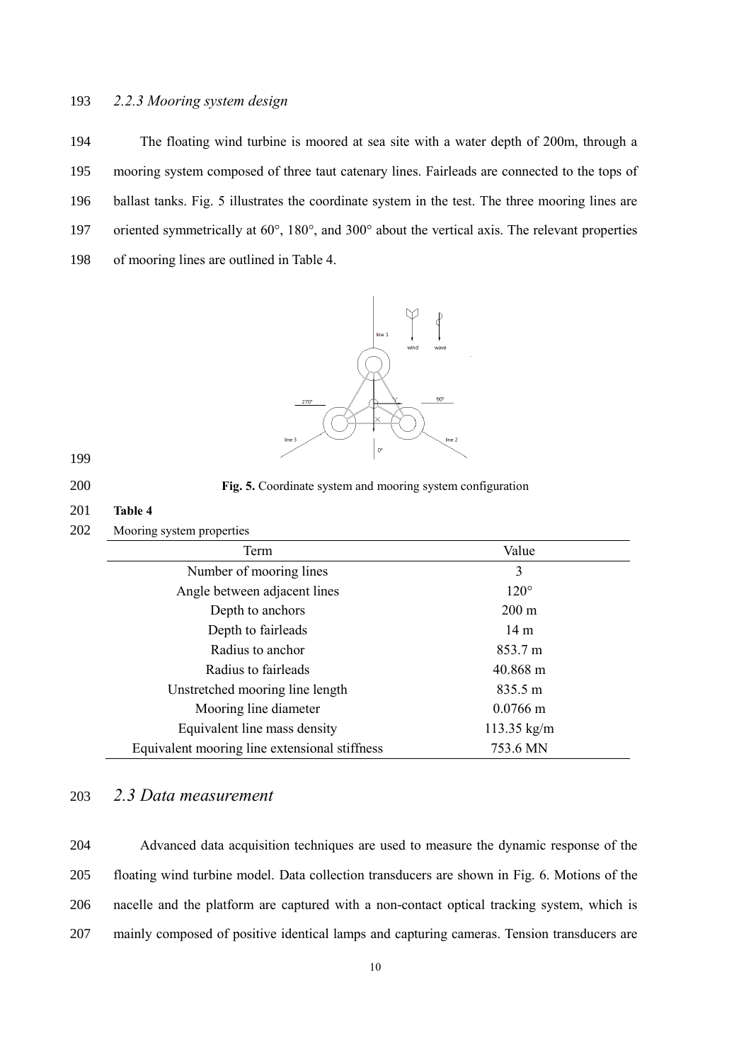### *2.2.3 Mooring system design*

The floating wind turbine is moored at sea site with a water depth of 200m, through a mooring system composed of three taut catenary lines. Fairleads are connected to the tops of ballast tanks. Fig. 5 illustrates the coordinate system in the test. The three mooring lines are oriented symmetrically at 60°, 180°, and 300° about the vertical axis. The relevant properties of mooring lines are outlined in Table 4.

**Fig. 5.** Coordinate system and mooring system configuration

**Table 4**

Mooring system properties

| Term | Value |
|---|---|
| Number of mooring lines | 3 |
| Angle between adjacent lines | 120° |
| Depth to anchors | 200 m |
| Depth to fairleads | 14 m |
| Radius to anchor | 853.7 m |
| Radius to fairleads | 40.868 m |
| Unstretched mooring line length | 835.5 m |
| Mooring line diameter | 0.0766 m |
| Equivalent line mass density | 113.35 kg/m |
| Equivalent mooring line extensional stiffness | 753.6 MN |

## *2.3 Data measurement*

Advanced data acquisition techniques are used to measure the dynamic response of the floating wind turbine model. Data collection transducers are shown in Fig. 6. Motions of the nacelle and the platform are captured with a non-contact optical tracking system, which is mainly composed of positive identical lamps and capturing cameras. Tension transducers are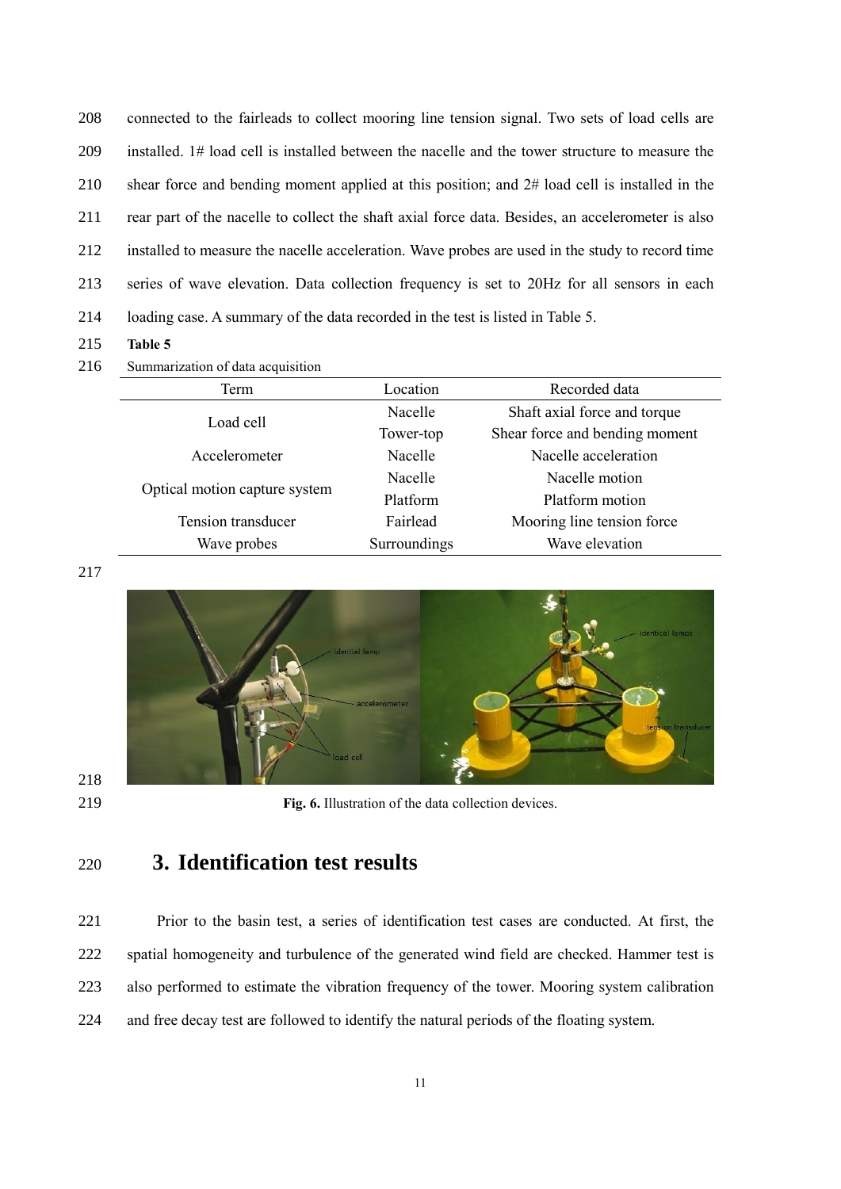connected to the fairleads to collect mooring line tension signal. Two sets of load cells are installed. 1# load cell is installed between the nacelle and the tower structure to measure the shear force and bending moment applied at this position; and 2# load cell is installed in the rear part of the nacelle to collect the shaft axial force data. Besides, an accelerometer is also installed to measure the nacelle acceleration. Wave probes are used in the study to record time series of wave elevation. Data collection frequency is set to 20Hz for all sensors in each loading case. A summary of the data recorded in the test is listed in Table 5.

**Table 5**

Summarization of data acquisition

| Term | Location | Recorded data |
|---|---|---|
| Load cell | Nacelle | Shaft axial force and torque |
| | Tower-top | Shear force and bending moment |
| Accelerometer | Nacelle | Nacelle acceleration |
| Optical motion capture system | Nacelle | Nacelle motion |
| | Platform | Platform motion |
| Tension transducer | Fairlead | Mooring line tension force |
| Wave probes | Surroundings | Wave elevation |

**Fig. 6.** Illustration of the data collection devices.

# 3. Identification test results

Prior to the basin test, a series of identification test cases are conducted. At first, the spatial homogeneity and turbulence of the generated wind field are checked. Hammer test is also performed to estimate the vibration frequency of the tower. Mooring system calibration and free decay test are followed to identify the natural periods of the floating system.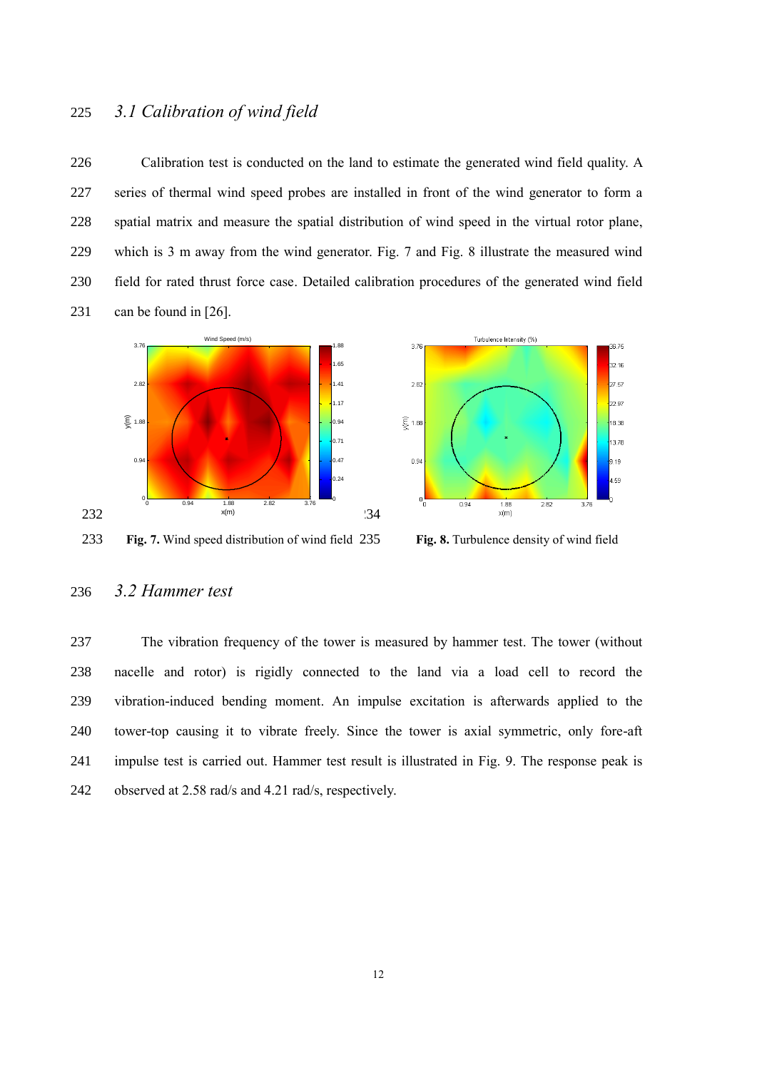### 3.1 Calibration of wind field

Calibration test is conducted on the land to estimate the generated wind field quality. A series of thermal wind speed probes are installed in front of the wind generator to form a spatial matrix and measure the spatial distribution of wind speed in the virtual rotor plane, which is 3 m away from the wind generator. Fig. 7 and Fig. 8 illustrate the measured wind field for rated thrust force case. Detailed calibration procedures of the generated wind field can be found in [26].

**Fig. 7.** Wind speed distribution of wind field

**Fig. 8.** Turbulence density of wind field

### 3.2 Hammer test

The vibration frequency of the tower is measured by hammer test. The tower (without nacelle and rotor) is rigidly connected to the land via a load cell to record the vibration-induced bending moment. An impulse excitation is afterwards applied to the tower-top causing it to vibrate freely. Since the tower is axial symmetric, only fore-aft impulse test is carried out. Hammer test result is illustrated in Fig. 9. The response peak is observed at 2.58 rad/s and 4.21 rad/s, respectively.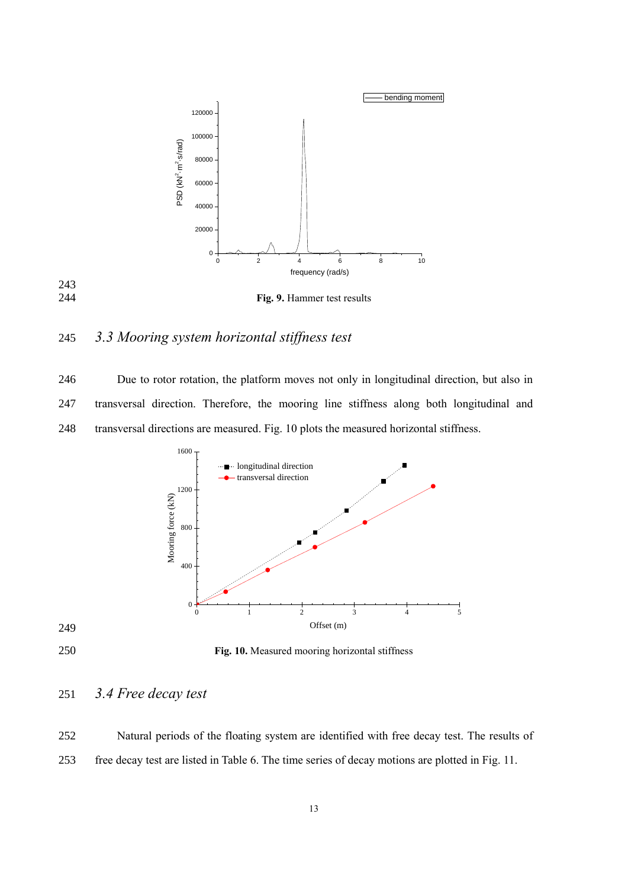**Fig. 9.** Hammer test results

## 3.3 Mooring system horizontal stiffness test

Due to rotor rotation, the platform moves not only in longitudinal direction, but also in transversal direction. Therefore, the mooring line stiffness along both longitudinal and transversal directions are measured. Fig. 10 plots the measured horizontal stiffness.

**Fig. 10.** Measured mooring horizontal stiffness

## 3.4 Free decay test

Natural periods of the floating system are identified with free decay test. The results of free decay test are listed in Table 6. The time series of decay motions are plotted in Fig. 11.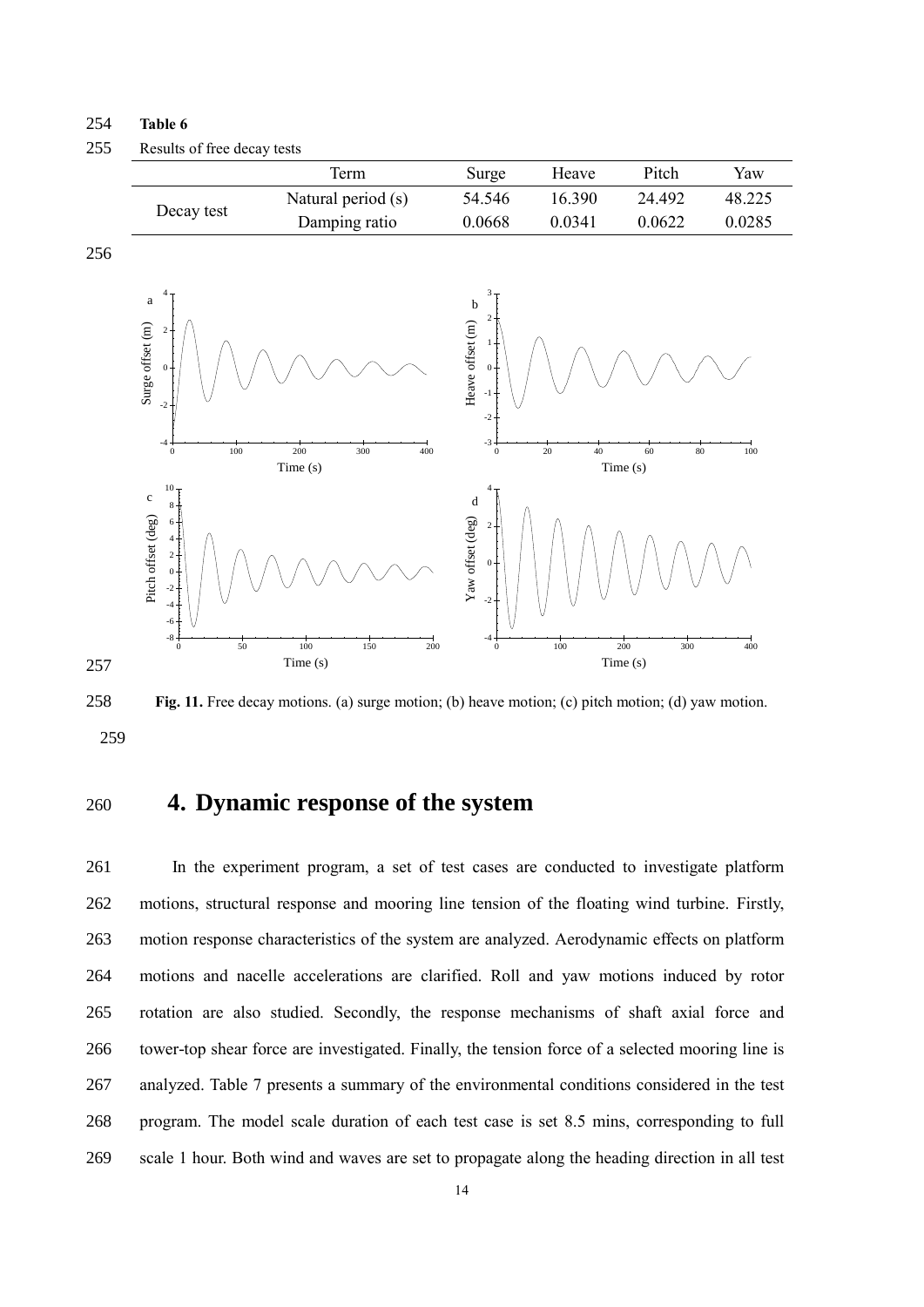**Table 6**

Results of free decay tests

| | Term | Surge | Heave | Pitch | Yaw |
|---|---|---|---|---|---|
| Decay test | Natural period (s) | 54.546 | 16.390 | 24.492 | 48.225 |
| | Damping ratio | 0.0668 | 0.0341 | 0.0622 | 0.0285 |

**Fig. 11.** Free decay motions. (a) surge motion; (b) heave motion; (c) pitch motion; (d) yaw motion.

# 4. Dynamic response of the system

In the experiment program, a set of test cases are conducted to investigate platform motions, structural response and mooring line tension of the floating wind turbine. Firstly, motion response characteristics of the system are analyzed. Aerodynamic effects on platform motions and nacelle accelerations are clarified. Roll and yaw motions induced by rotor rotation are also studied. Secondly, the response mechanisms of shaft axial force and tower-top shear force are investigated. Finally, the tension force of a selected mooring line is analyzed. Table 7 presents a summary of the environmental conditions considered in the test program. The model scale duration of each test case is set 8.5 mins, corresponding to full scale 1 hour. Both wind and waves are set to propagate along the heading direction in all test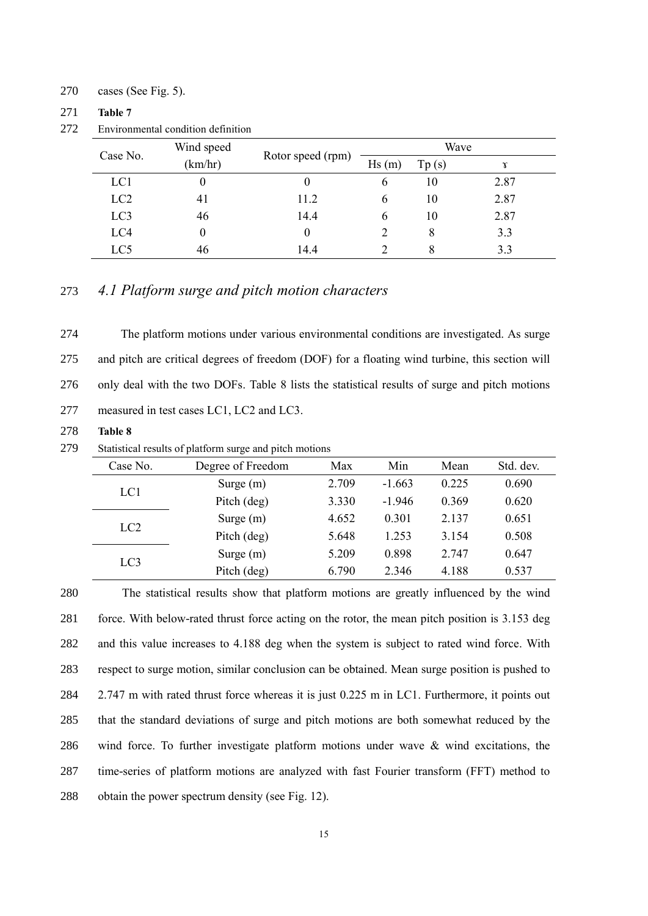cases (See Fig. 5).

**Table 7**

Environmental condition definition

| Case No. | Wind speed (km/hr) | Rotor speed (rpm) | Wave | | |
|---|---|---|---|---|---|
| | | | Hs (m) | Tp (s) | ɤ |
| LC1 | 0 | 0 | 6 | 10 | 2.87 |
| LC2 | 41 | 11.2 | 6 | 10 | 2.87 |
| LC3 | 46 | 14.4 | 6 | 10 | 2.87 |
| LC4 | 0 | 0 | 2 | 8 | 3.3 |
| LC5 | 46 | 14.4 | 2 | 8 | 3.3 |

## *4.1 Platform surge and pitch motion characters*

The platform motions under various environmental conditions are investigated. As surge and pitch are critical degrees of freedom (DOF) for a floating wind turbine, this section will only deal with the two DOFs. Table 8 lists the statistical results of surge and pitch motions measured in test cases LC1, LC2 and LC3.

**Table 8**

Statistical results of platform surge and pitch motions

| Case No. | Degree of Freedom | Max | Min | Mean | Std. dev. |
|---|---|---|---|---|---|
| LC1 | Surge (m) | 2.709 | -1.663 | 0.225 | 0.690 |
| | Pitch (deg) | 3.330 | -1.946 | 0.369 | 0.620 |
| LC2 | Surge (m) | 4.652 | 0.301 | 2.137 | 0.651 |
| | Pitch (deg) | 5.648 | 1.253 | 3.154 | 0.508 |
| LC3 | Surge (m) | 5.209 | 0.898 | 2.747 | 0.647 |
| | Pitch (deg) | 6.790 | 2.346 | 4.188 | 0.537 |

The statistical results show that platform motions are greatly influenced by the wind force. With below-rated thrust force acting on the rotor, the mean pitch position is 3.153 deg and this value increases to 4.188 deg when the system is subject to rated wind force. With respect to surge motion, similar conclusion can be obtained. Mean surge position is pushed to 2.747 m with rated thrust force whereas it is just 0.225 m in LC1. Furthermore, it points out that the standard deviations of surge and pitch motions are both somewhat reduced by the wind force. To further investigate platform motions under wave & wind excitations, the time-series of platform motions are analyzed with fast Fourier transform (FFT) method to obtain the power spectrum density (see Fig. 12).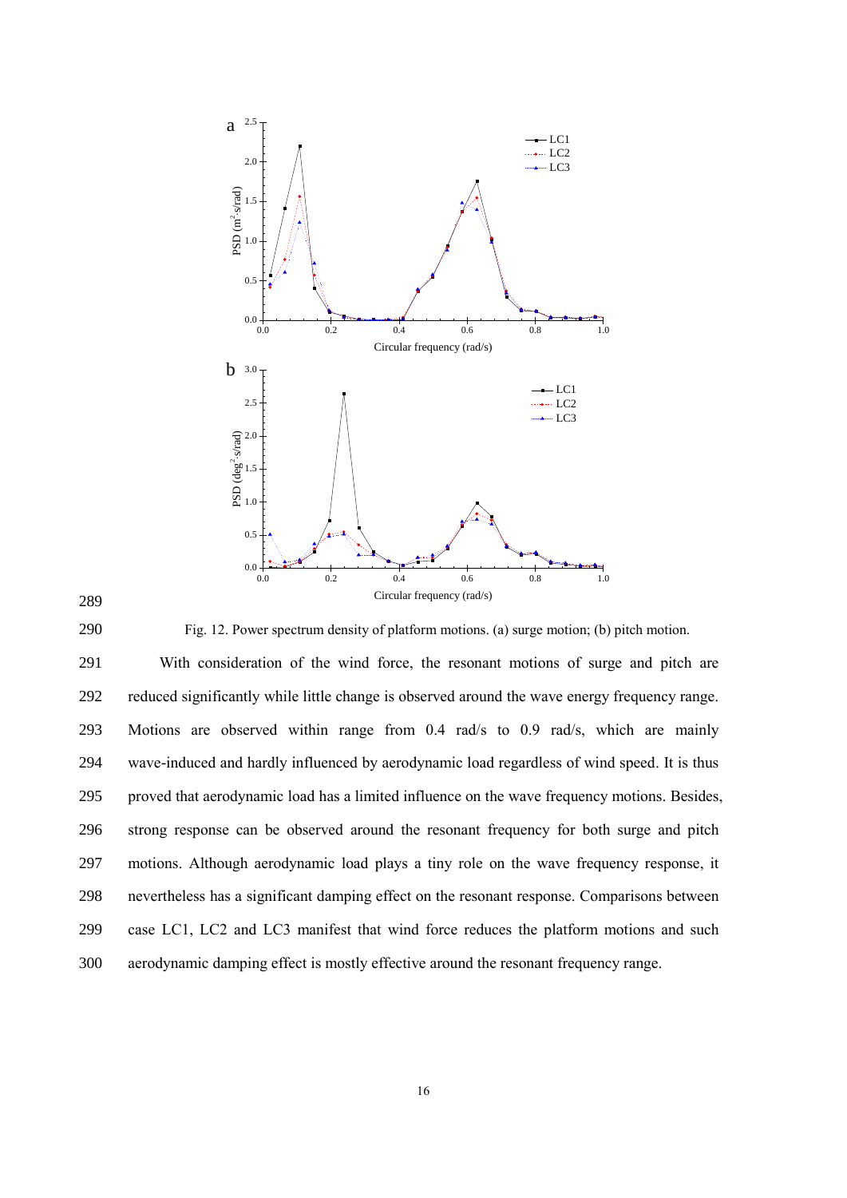Fig. 12. Power spectrum density of platform motions. (a) surge motion; (b) pitch motion.

With consideration of the wind force, the resonant motions of surge and pitch are reduced significantly while little change is observed around the wave energy frequency range. Motions are observed within range from 0.4 rad/s to 0.9 rad/s, which are mainly wave-induced and hardly influenced by aerodynamic load regardless of wind speed. It is thus proved that aerodynamic load has a limited influence on the wave frequency motions. Besides, strong response can be observed around the resonant frequency for both surge and pitch motions. Although aerodynamic load plays a tiny role on the wave frequency response, it nevertheless has a significant damping effect on the resonant response. Comparisons between case LC1, LC2 and LC3 manifest that wind force reduces the platform motions and such aerodynamic damping effect is mostly effective around the resonant frequency range.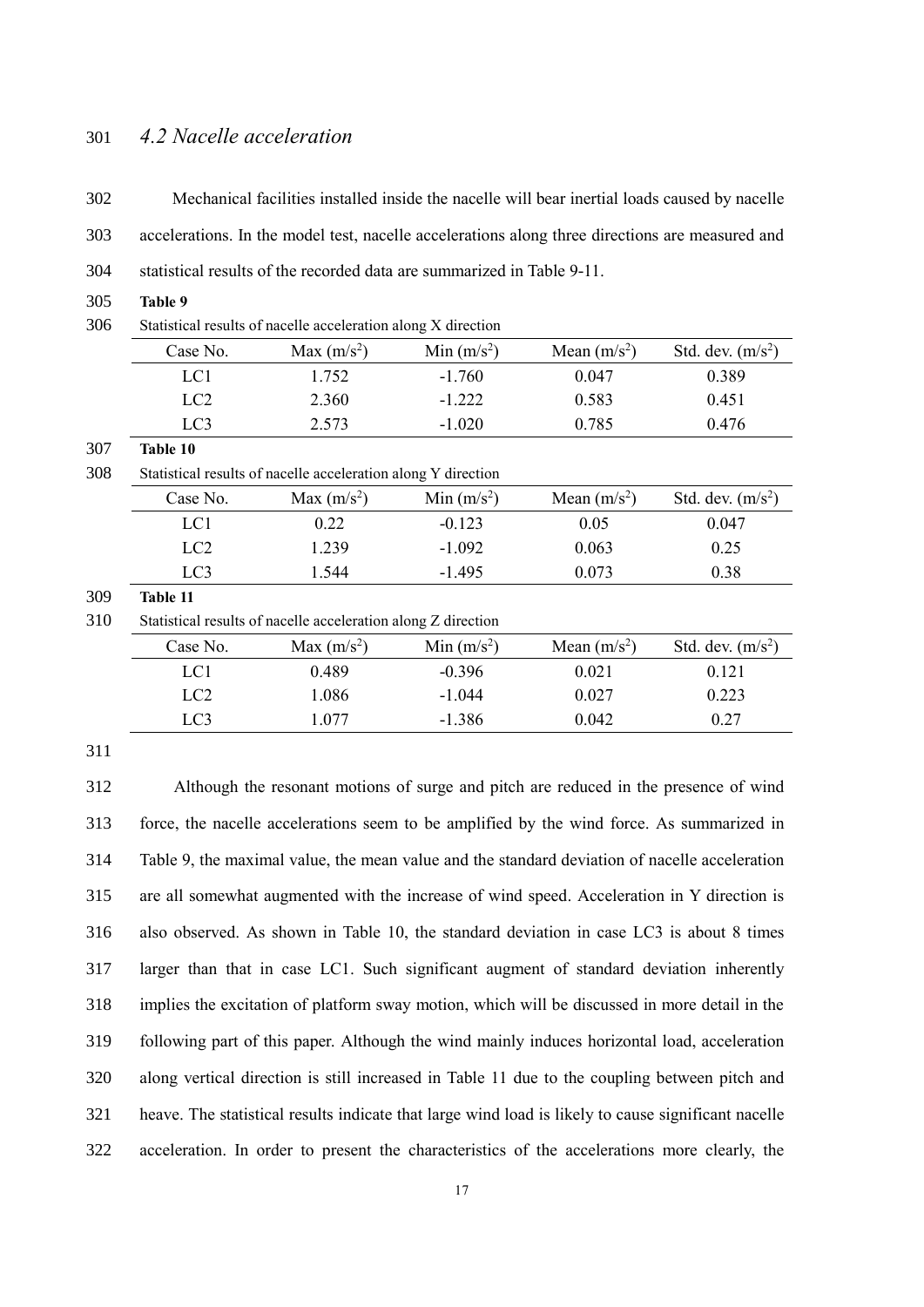### *4.2 Nacelle acceleration*

Mechanical facilities installed inside the nacelle will bear inertial loads caused by nacelle accelerations. In the model test, nacelle accelerations along three directions are measured and statistical results of the recorded data are summarized in Table 9-11.

**Table 9**

Statistical results of nacelle acceleration along X direction

| Case No. | Max ($m/s^2$) | Min ($m/s^2$) | Mean ($m/s^2$) | Std. dev. ($m/s^2$) |
|---|---|---|---|---|
| LC1 | 1.752 | -1.760 | 0.047 | 0.389 |
| LC2 | 2.360 | -1.222 | 0.583 | 0.451 |
| LC3 | 2.573 | -1.020 | 0.785 | 0.476 |

**Table 10**

Statistical results of nacelle acceleration along Y direction

| Case No. | Max ($m/s^2$) | Min ($m/s^2$) | Mean ($m/s^2$) | Std. dev. ($m/s^2$) |
|---|---|---|---|---|
| LC1 | 0.22 | -0.123 | 0.05 | 0.047 |
| LC2 | 1.239 | -1.092 | 0.063 | 0.25 |
| LC3 | 1.544 | -1.495 | 0.073 | 0.38 |

**Table 11**

Statistical results of nacelle acceleration along Z direction

| Case No. | Max ($m/s^2$) | Min ($m/s^2$) | Mean ($m/s^2$) | Std. dev. ($m/s^2$) |
|---|---|---|---|---|
| LC1 | 0.489 | -0.396 | 0.021 | 0.121 |
| LC2 | 1.086 | -1.044 | 0.027 | 0.223 |
| LC3 | 1.077 | -1.386 | 0.042 | 0.27 |

Although the resonant motions of surge and pitch are reduced in the presence of wind force, the nacelle accelerations seem to be amplified by the wind force. As summarized in Table 9, the maximal value, the mean value and the standard deviation of nacelle acceleration are all somewhat augmented with the increase of wind speed. Acceleration in Y direction is also observed. As shown in Table 10, the standard deviation in case LC3 is about 8 times larger than that in case LC1. Such significant augment of standard deviation inherently implies the excitation of platform sway motion, which will be discussed in more detail in the following part of this paper. Although the wind mainly induces horizontal load, acceleration along vertical direction is still increased in Table 11 due to the coupling between pitch and heave. The statistical results indicate that large wind load is likely to cause significant nacelle acceleration. In order to present the characteristics of the accelerations more clearly, the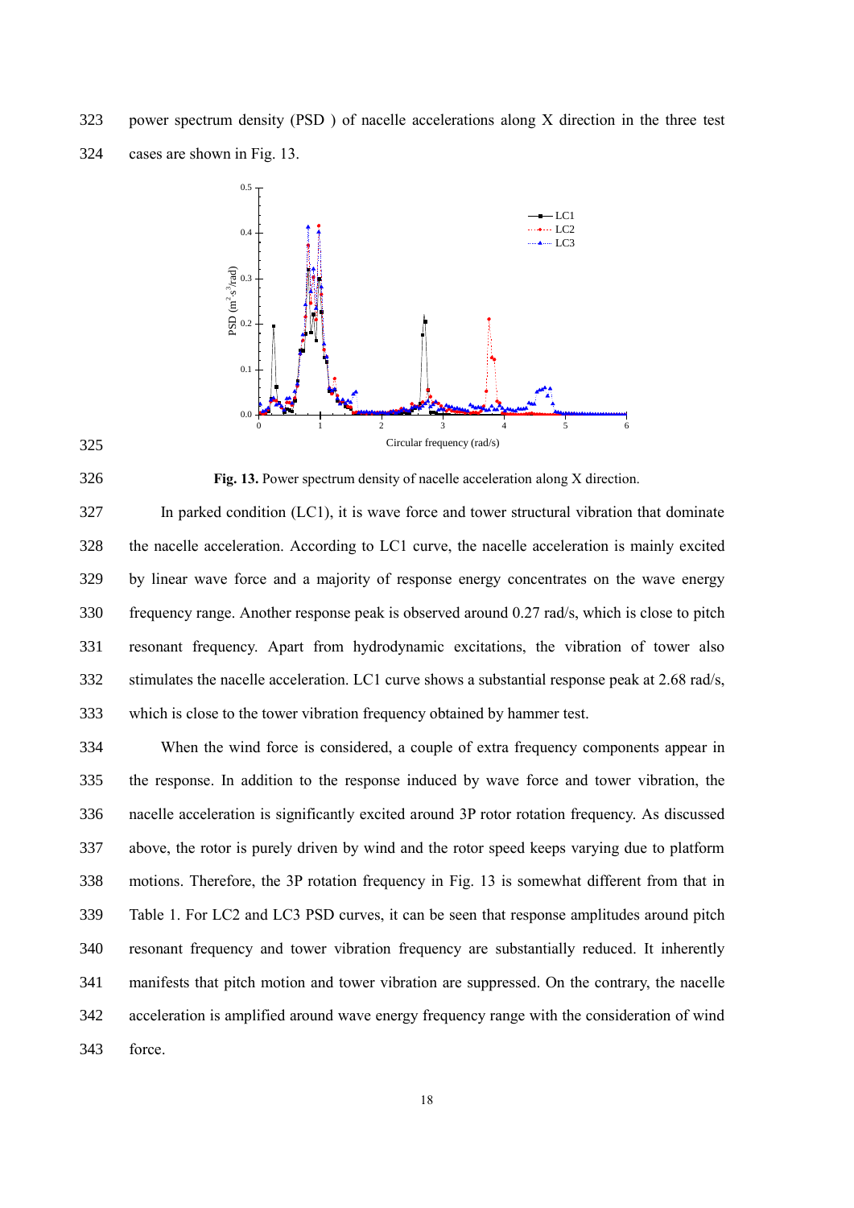power spectrum density (PSD ) of nacelle accelerations along X direction in the three test cases are shown in Fig. 13.

**Fig. 13.** Power spectrum density of nacelle acceleration along X direction.

In parked condition (LC1), it is wave force and tower structural vibration that dominate the nacelle acceleration. According to LC1 curve, the nacelle acceleration is mainly excited by linear wave force and a majority of response energy concentrates on the wave energy frequency range. Another response peak is observed around 0.27 rad/s, which is close to pitch resonant frequency. Apart from hydrodynamic excitations, the vibration of tower also stimulates the nacelle acceleration. LC1 curve shows a substantial response peak at 2.68 rad/s, which is close to the tower vibration frequency obtained by hammer test.

When the wind force is considered, a couple of extra frequency components appear in the response. In addition to the response induced by wave force and tower vibration, the nacelle acceleration is significantly excited around 3P rotor rotation frequency. As discussed above, the rotor is purely driven by wind and the rotor speed keeps varying due to platform motions. Therefore, the 3P rotation frequency in Fig. 13 is somewhat different from that in Table 1. For LC2 and LC3 PSD curves, it can be seen that response amplitudes around pitch resonant frequency and tower vibration frequency are substantially reduced. It inherently manifests that pitch motion and tower vibration are suppressed. On the contrary, the nacelle acceleration is amplified around wave energy frequency range with the consideration of wind force.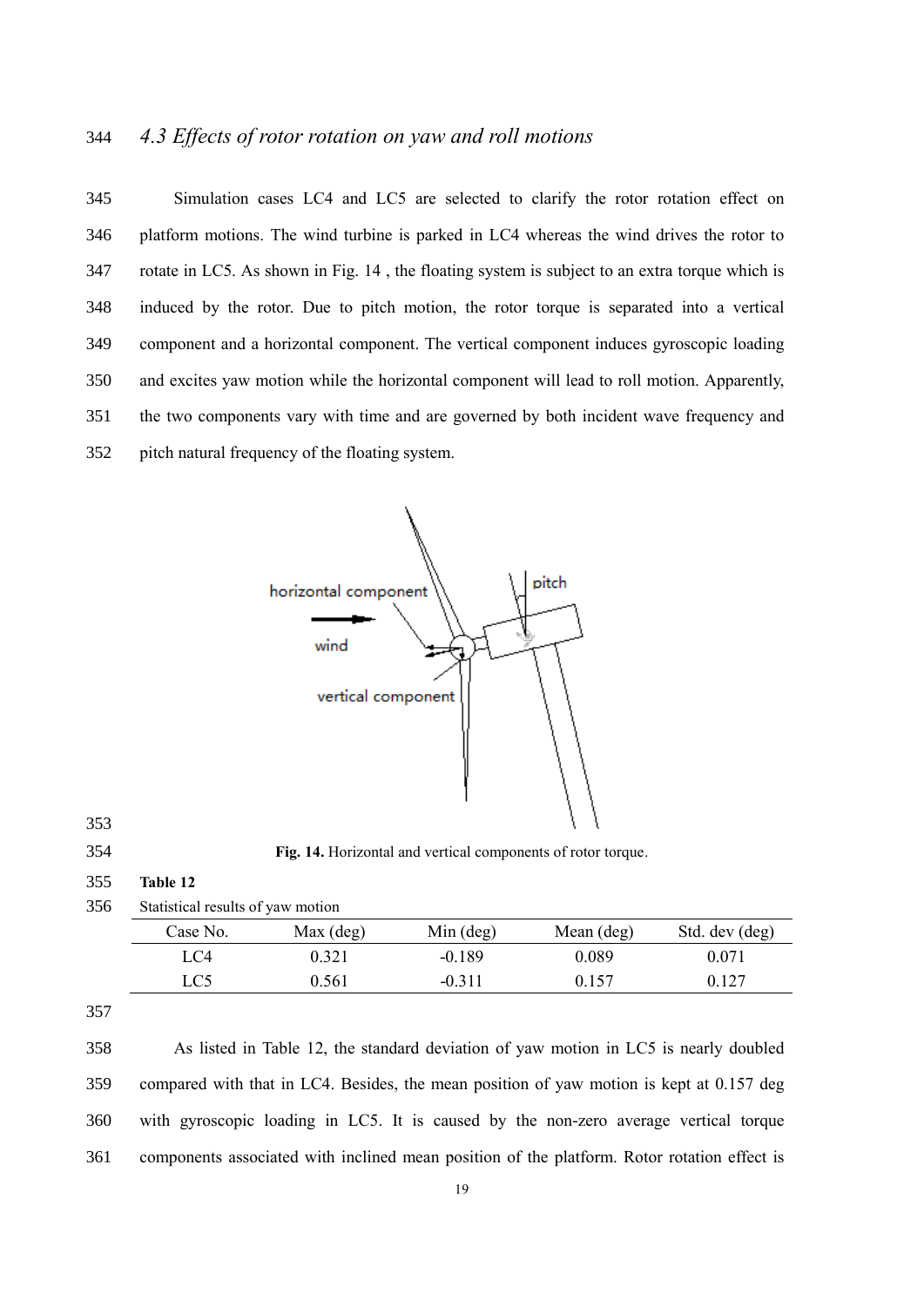### 4.3 Effects of rotor rotation on yaw and roll motions

Simulation cases LC4 and LC5 are selected to clarify the rotor rotation effect on platform motions. The wind turbine is parked in LC4 whereas the wind drives the rotor to rotate in LC5. As shown in Fig. 14 , the floating system is subject to an extra torque which is induced by the rotor. Due to pitch motion, the rotor torque is separated into a vertical component and a horizontal component. The vertical component induces gyroscopic loading and excites yaw motion while the horizontal component will lead to roll motion. Apparently, the two components vary with time and are governed by both incident wave frequency and pitch natural frequency of the floating system.

**Fig. 14.** Horizontal and vertical components of rotor torque.

**Table 12**

Statistical results of yaw motion

| Case No. | Max (deg) | Min (deg) | Mean (deg) | Std. dev (deg) |
|---|---|---|---|---|
| LC4 | 0.321 | -0.189 | 0.089 | 0.071 |
| LC5 | 0.561 | -0.311 | 0.157 | 0.127 |

As listed in Table 12, the standard deviation of yaw motion in LC5 is nearly doubled compared with that in LC4. Besides, the mean position of yaw motion is kept at 0.157 deg with gyroscopic loading in LC5. It is caused by the non-zero average vertical torque components associated with inclined mean position of the platform. Rotor rotation effect is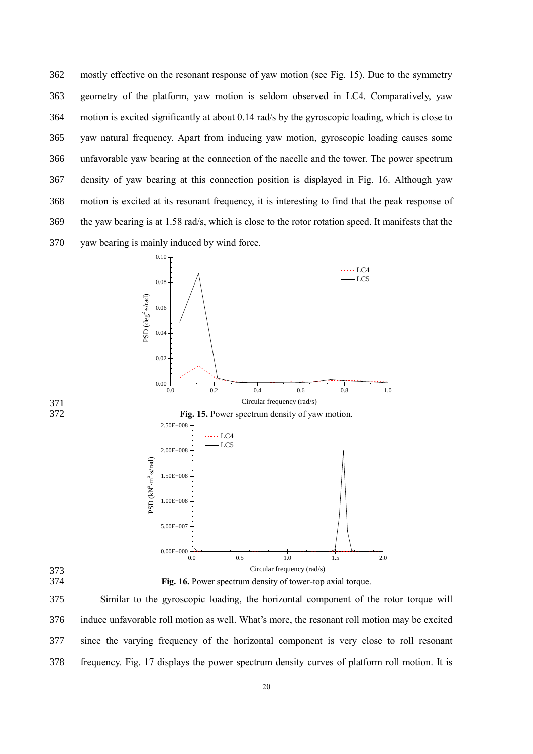mostly effective on the resonant response of yaw motion (see Fig. 15). Due to the symmetry geometry of the platform, yaw motion is seldom observed in LC4. Comparatively, yaw motion is excited significantly at about 0.14 rad/s by the gyroscopic loading, which is close to yaw natural frequency. Apart from inducing yaw motion, gyroscopic loading causes some unfavorable yaw bearing at the connection of the nacelle and the tower. The power spectrum density of yaw bearing at this connection position is displayed in Fig. 16. Although yaw motion is excited at its resonant frequency, it is interesting to find that the peak response of the yaw bearing is at 1.58 rad/s, which is close to the rotor rotation speed. It manifests that the yaw bearing is mainly induced by wind force.

**Fig. 15.** Power spectrum density of yaw motion.

**Fig. 16.** Power spectrum density of tower-top axial torque.

Similar to the gyroscopic loading, the horizontal component of the rotor torque will induce unfavorable roll motion as well. What's more, the resonant roll motion may be excited since the varying frequency of the horizontal component is very close to roll resonant frequency. Fig. 17 displays the power spectrum density curves of platform roll motion. It is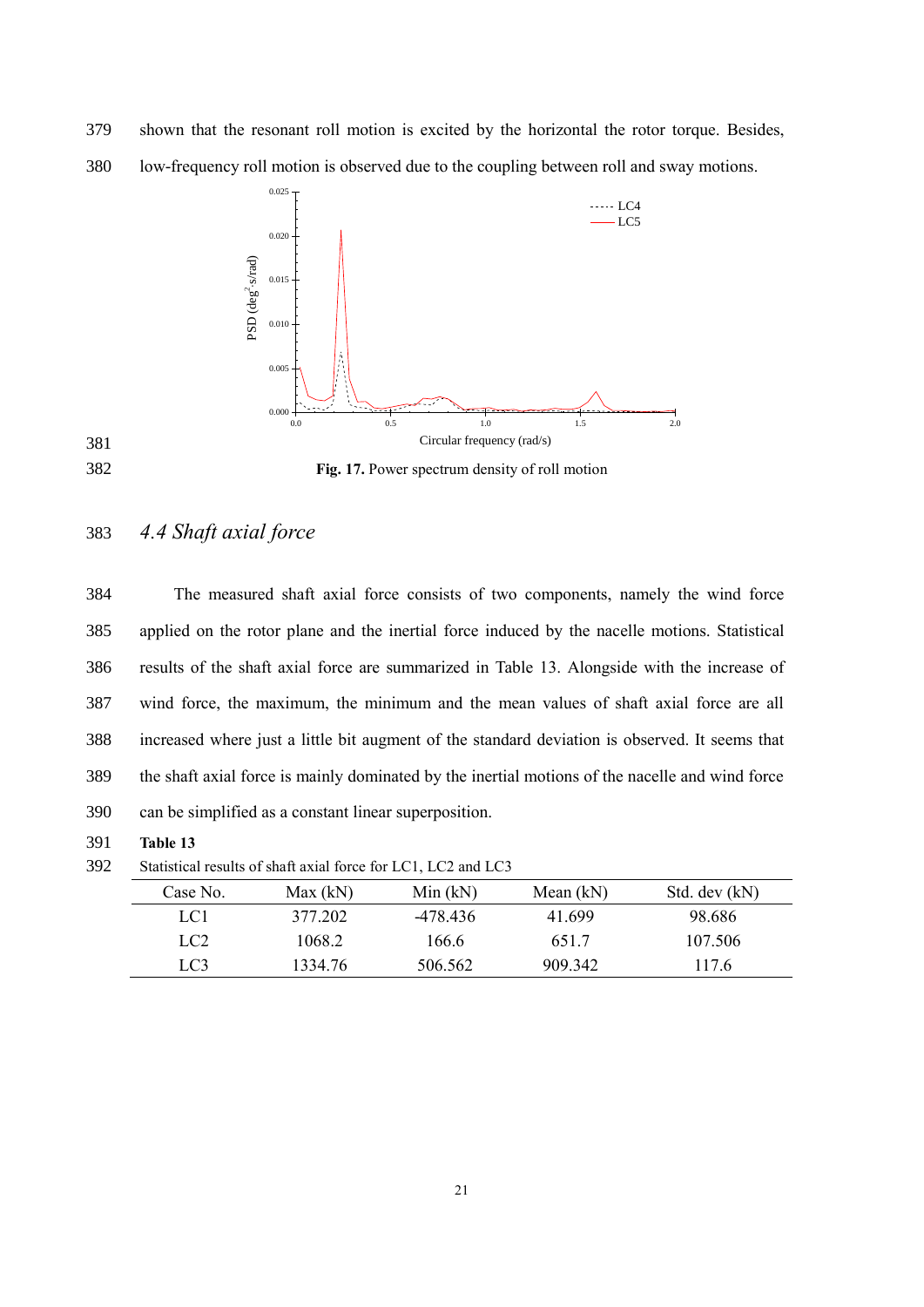shown that the resonant roll motion is excited by the horizontal the rotor torque. Besides, low-frequency roll motion is observed due to the coupling between roll and sway motions.

**Fig. 17.** Power spectrum density of roll motion

## *4.4 Shaft axial force*

The measured shaft axial force consists of two components, namely the wind force applied on the rotor plane and the inertial force induced by the nacelle motions. Statistical results of the shaft axial force are summarized in Table 13. Alongside with the increase of wind force, the maximum, the minimum and the mean values of shaft axial force are all increased where just a little bit augment of the standard deviation is observed. It seems that the shaft axial force is mainly dominated by the inertial motions of the nacelle and wind force can be simplified as a constant linear superposition.

**Table 13**

Statistical results of shaft axial force for LC1, LC2 and LC3

| Case No. | Max (kN) | Min (kN) | Mean (kN) | Std. dev (kN) |
|---|---|---|---|---|
| LC1 | 377.202 | -478.436 | 41.699 | 98.686 |
| LC2 | 1068.2 | 166.6 | 651.7 | 107.506 |
| LC3 | 1334.76 | 506.562 | 909.342 | 117.6 |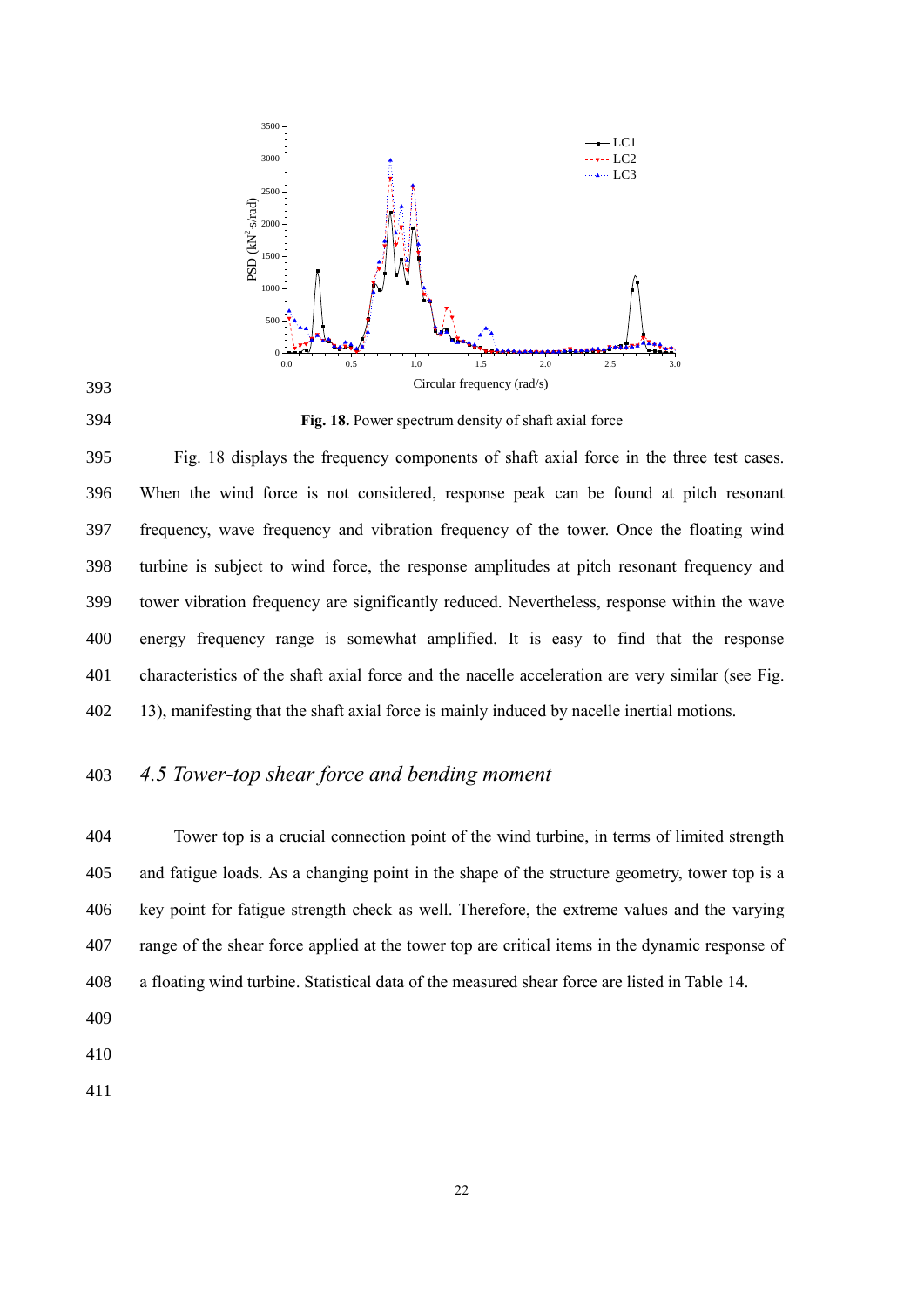**Fig. 18.** Power spectrum density of shaft axial force

Fig. 18 displays the frequency components of shaft axial force in the three test cases. When the wind force is not considered, response peak can be found at pitch resonant frequency, wave frequency and vibration frequency of the tower. Once the floating wind turbine is subject to wind force, the response amplitudes at pitch resonant frequency and tower vibration frequency are significantly reduced. Nevertheless, response within the wave energy frequency range is somewhat amplified. It is easy to find that the response characteristics of the shaft axial force and the nacelle acceleration are very similar (see Fig. 13), manifesting that the shaft axial force is mainly induced by nacelle inertial motions.

### *4.5 Tower-top shear force and bending moment*

Tower top is a crucial connection point of the wind turbine, in terms of limited strength and fatigue loads. As a changing point in the shape of the structure geometry, tower top is a key point for fatigue strength check as well. Therefore, the extreme values and the varying range of the shear force applied at the tower top are critical items in the dynamic response of a floating wind turbine. Statistical data of the measured shear force are listed in Table 14.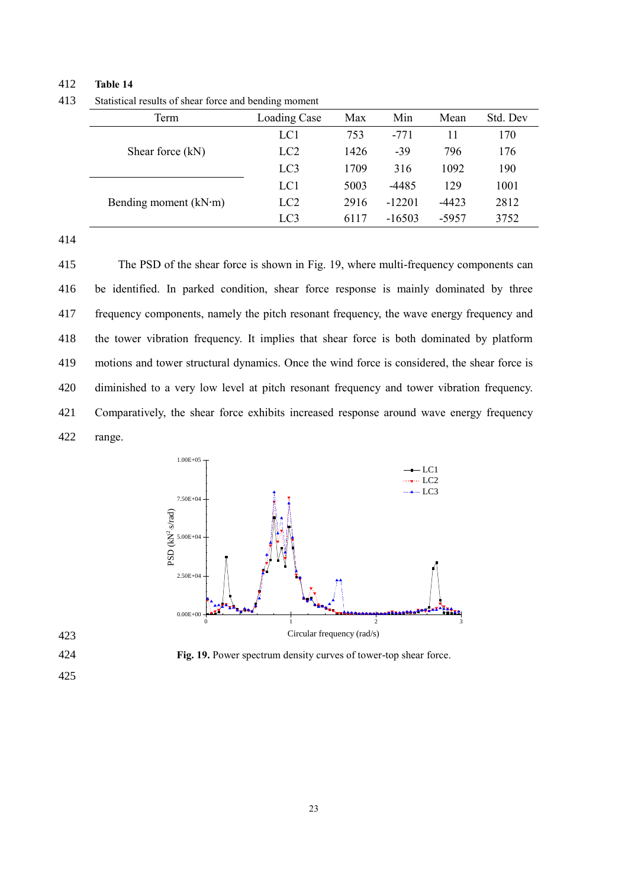**Table 14**

Statistical results of shear force and bending moment

| Term | Loading Case | Max | Min | Mean | Std. Dev |
|---|---|---|---|---|---|
| Shear force (kN) | LC1 | 753 | -771 | 11 | 170 |
| | LC2 | 1426 | -39 | 796 | 176 |
| | LC3 | 1709 | 316 | 1092 | 190 |
| Bending moment (kN·m) | LC1 | 5003 | -4485 | 129 | 1001 |
| | LC2 | 2916 | -12201 | -4423 | 2812 |
| | LC3 | 6117 | -16503 | -5957 | 3752 |

The PSD of the shear force is shown in Fig. 19, where multi-frequency components can be identified. In parked condition, shear force response is mainly dominated by three frequency components, namely the pitch resonant frequency, the wave energy frequency and the tower vibration frequency. It implies that shear force is both dominated by platform motions and tower structural dynamics. Once the wind force is considered, the shear force is diminished to a very low level at pitch resonant frequency and tower vibration frequency. Comparatively, the shear force exhibits increased response around wave energy frequency range.

**Fig. 19.** Power spectrum density curves of tower-top shear force.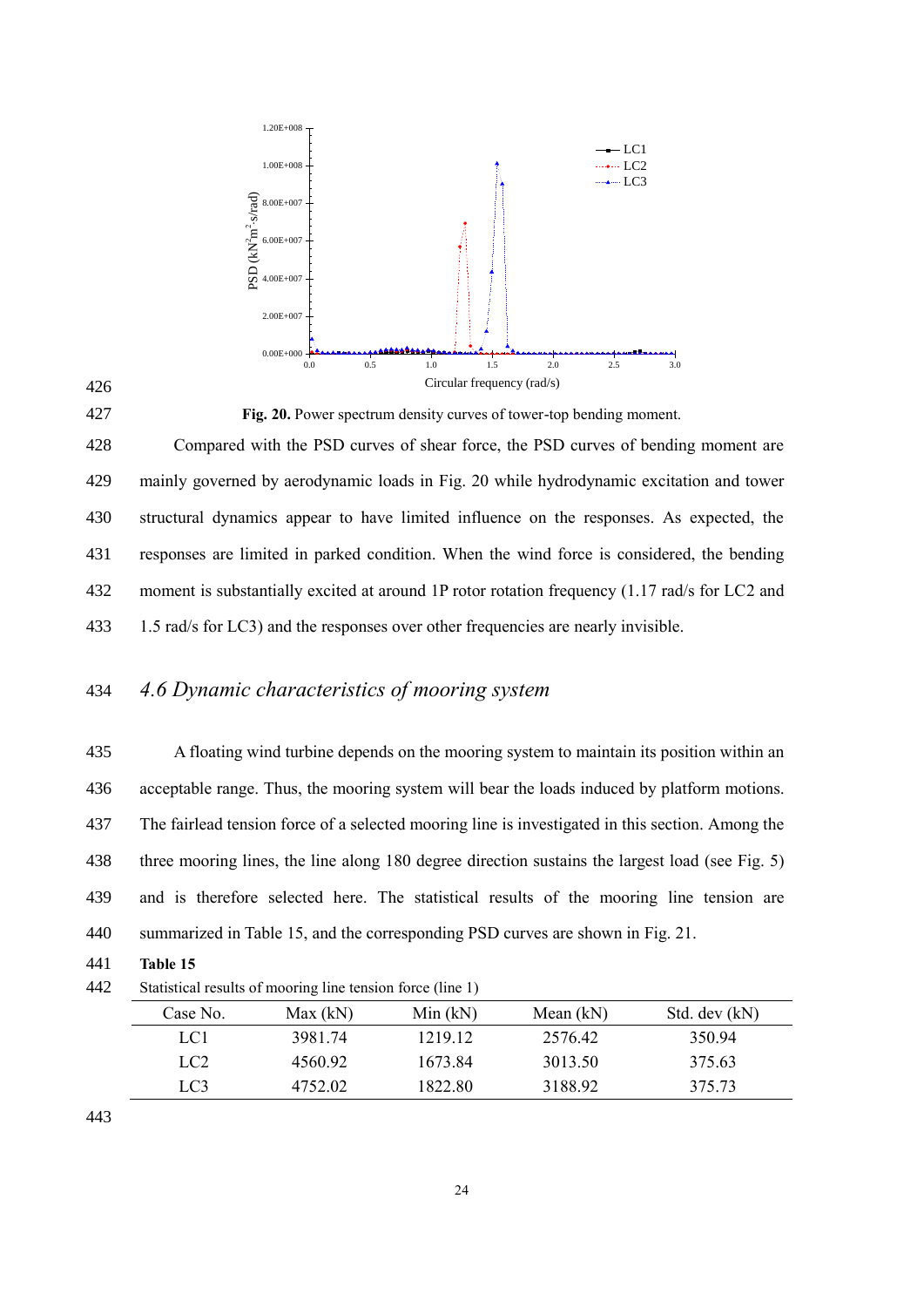**Fig. 20.** Power spectrum density curves of tower-top bending moment.

Compared with the PSD curves of shear force, the PSD curves of bending moment are mainly governed by aerodynamic loads in Fig. 20 while hydrodynamic excitation and tower structural dynamics appear to have limited influence on the responses. As expected, the responses are limited in parked condition. When the wind force is considered, the bending moment is substantially excited at around 1P rotor rotation frequency (1.17 rad/s for LC2 and 1.5 rad/s for LC3) and the responses over other frequencies are nearly invisible.

## *4.6 Dynamic characteristics of mooring system*

A floating wind turbine depends on the mooring system to maintain its position within an acceptable range. Thus, the mooring system will bear the loads induced by platform motions. The fairlead tension force of a selected mooring line is investigated in this section. Among the three mooring lines, the line along 180 degree direction sustains the largest load (see Fig. 5) and is therefore selected here. The statistical results of the mooring line tension are summarized in Table 15, and the corresponding PSD curves are shown in Fig. 21.

**Table 15**

Statistical results of mooring line tension force (line 1)

| Case No. | Max (kN) | Min (kN) | Mean (kN) | Std. dev (kN) |
|---|---|---|---|---|
| LC1 | 3981.74 | 1219.12 | 2576.42 | 350.94 |
| LC2 | 4560.92 | 1673.84 | 3013.50 | 375.63 |
| LC3 | 4752.02 | 1822.80 | 3188.92 | 375.73 |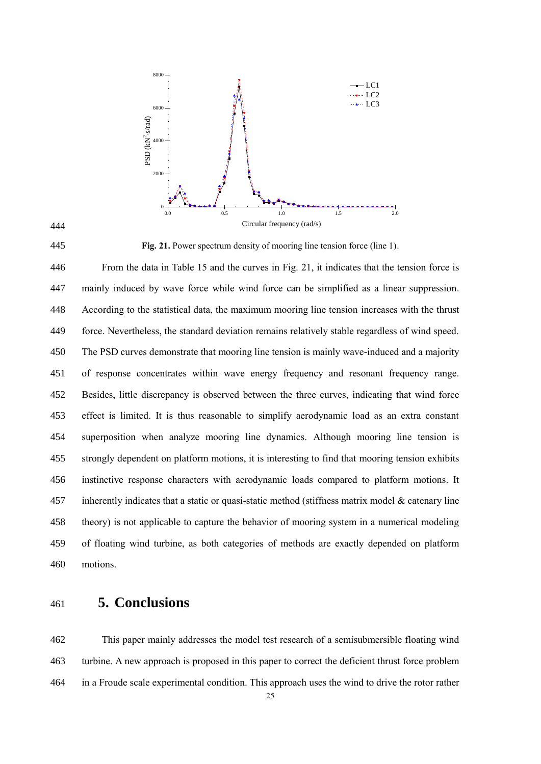Fig. 21. Power spectrum density of mooring line tension force (line 1).

From the data in Table 15 and the curves in Fig. 21, it indicates that the tension force is mainly induced by wave force while wind force can be simplified as a linear suppression. According to the statistical data, the maximum mooring line tension increases with the thrust force. Nevertheless, the standard deviation remains relatively stable regardless of wind speed. The PSD curves demonstrate that mooring line tension is mainly wave-induced and a majority of response concentrates within wave energy frequency and resonant frequency range. Besides, little discrepancy is observed between the three curves, indicating that wind force effect is limited. It is thus reasonable to simplify aerodynamic load as an extra constant superposition when analyze mooring line dynamics. Although mooring line tension is strongly dependent on platform motions, it is interesting to find that mooring tension exhibits instinctive response characters with aerodynamic loads compared to platform motions. It inherently indicates that a static or quasi-static method (stiffness matrix model & catenary line theory) is not applicable to capture the behavior of mooring system in a numerical modeling of floating wind turbine, as both categories of methods are exactly depended on platform motions.

# 5. Conclusions

This paper mainly addresses the model test research of a semisubmersible floating wind turbine. A new approach is proposed in this paper to correct the deficient thrust force problem in a Froude scale experimental condition. This approach uses the wind to drive the rotor rather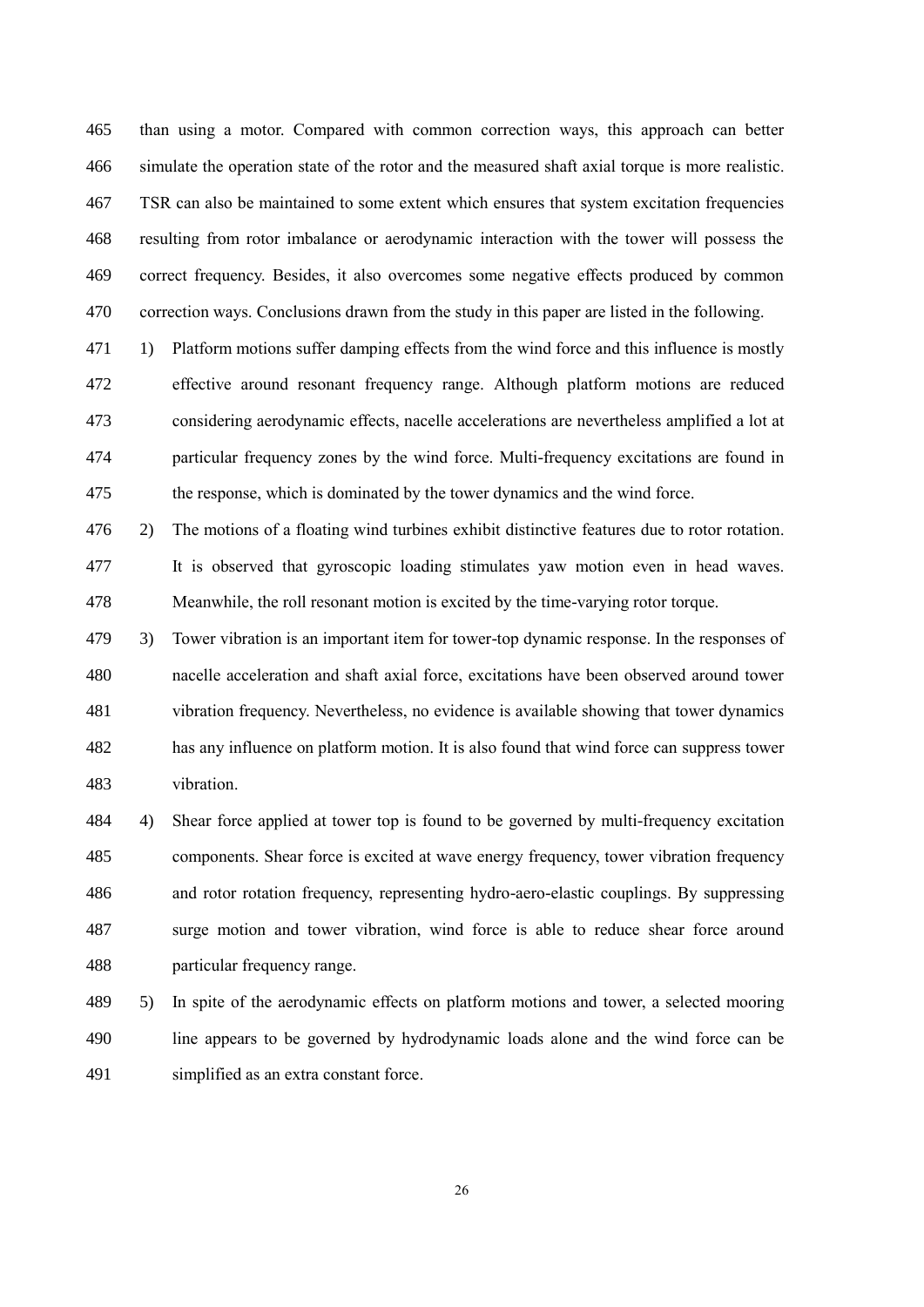than using a motor. Compared with common correction ways, this approach can better simulate the operation state of the rotor and the measured shaft axial torque is more realistic. TSR can also be maintained to some extent which ensures that system excitation frequencies resulting from rotor imbalance or aerodynamic interaction with the tower will possess the correct frequency. Besides, it also overcomes some negative effects produced by common correction ways. Conclusions drawn from the study in this paper are listed in the following.

1) Platform motions suffer damping effects from the wind force and this influence is mostly effective around resonant frequency range. Although platform motions are reduced considering aerodynamic effects, nacelle accelerations are nevertheless amplified a lot at particular frequency zones by the wind force. Multi-frequency excitations are found in the response, which is dominated by the tower dynamics and the wind force.
2) The motions of a floating wind turbines exhibit distinctive features due to rotor rotation. It is observed that gyroscopic loading stimulates yaw motion even in head waves. Meanwhile, the roll resonant motion is excited by the time-varying rotor torque.
3) Tower vibration is an important item for tower-top dynamic response. In the responses of nacelle acceleration and shaft axial force, excitations have been observed around tower vibration frequency. Nevertheless, no evidence is available showing that tower dynamics has any influence on platform motion. It is also found that wind force can suppress tower vibration.
4) Shear force applied at tower top is found to be governed by multi-frequency excitation components. Shear force is excited at wave energy frequency, tower vibration frequency and rotor rotation frequency, representing hydro-aero-elastic couplings. By suppressing surge motion and tower vibration, wind force is able to reduce shear force around particular frequency range.
5) In spite of the aerodynamic effects on platform motions and tower, a selected mooring line appears to be governed by hydrodynamic loads alone and the wind force can be simplified as an extra constant force.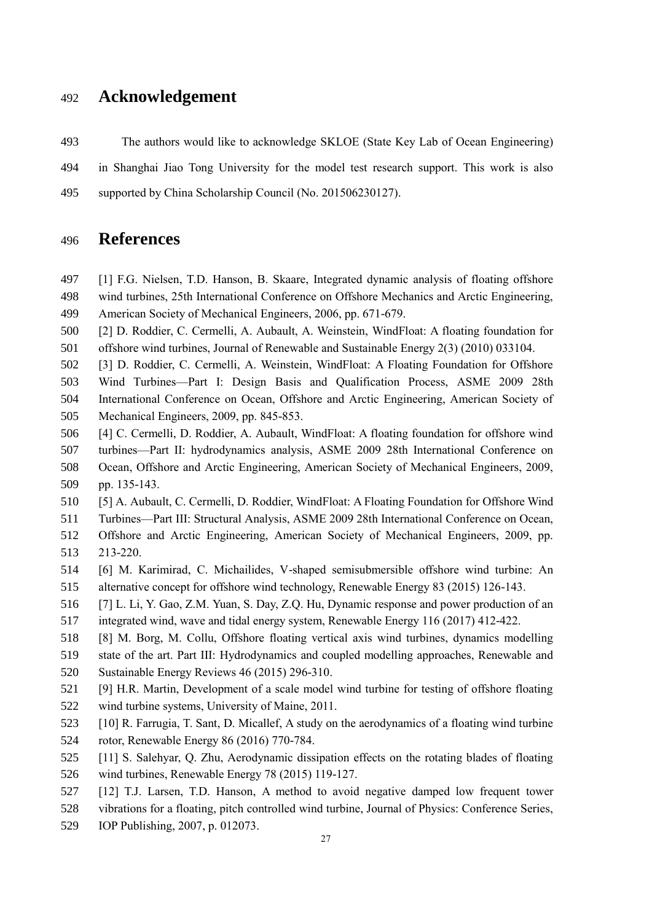# Acknowledgement

The authors would like to acknowledge SKLOE (State Key Lab of Ocean Engineering) in Shanghai Jiao Tong University for the model test research support. This work is also supported by China Scholarship Council (No. 201506230127).

# References

[1] F.G. Nielsen, T.D. Hanson, B. Skaare, Integrated dynamic analysis of floating offshore wind turbines, 25th International Conference on Offshore Mechanics and Arctic Engineering, American Society of Mechanical Engineers, 2006, pp. 671-679.

[2] D. Roddier, C. Cermelli, A. Aubault, A. Weinstein, WindFloat: A floating foundation for offshore wind turbines, Journal of Renewable and Sustainable Energy 2(3) (2010) 033104.

[3] D. Roddier, C. Cermelli, A. Weinstein, WindFloat: A Floating Foundation for Offshore Wind Turbines—Part I: Design Basis and Qualification Process, ASME 2009 28th International Conference on Ocean, Offshore and Arctic Engineering, American Society of Mechanical Engineers, 2009, pp. 845-853.

[4] C. Cermelli, D. Roddier, A. Aubault, WindFloat: A floating foundation for offshore wind turbines—Part II: hydrodynamics analysis, ASME 2009 28th International Conference on Ocean, Offshore and Arctic Engineering, American Society of Mechanical Engineers, 2009, pp. 135-143.

[5] A. Aubault, C. Cermelli, D. Roddier, WindFloat: A Floating Foundation for Offshore Wind Turbines—Part III: Structural Analysis, ASME 2009 28th International Conference on Ocean, Offshore and Arctic Engineering, American Society of Mechanical Engineers, 2009, pp. 213-220.

[6] M. Karimirad, C. Michailides, V-shaped semisubmersible offshore wind turbine: An alternative concept for offshore wind technology, Renewable Energy 83 (2015) 126-143.

[7] L. Li, Y. Gao, Z.M. Yuan, S. Day, Z.Q. Hu, Dynamic response and power production of an integrated wind, wave and tidal energy system, Renewable Energy 116 (2017) 412-422.

[8] M. Borg, M. Collu, Offshore floating vertical axis wind turbines, dynamics modelling state of the art. Part III: Hydrodynamics and coupled modelling approaches, Renewable and Sustainable Energy Reviews 46 (2015) 296-310.

[9] H.R. Martin, Development of a scale model wind turbine for testing of offshore floating wind turbine systems, University of Maine, 2011.

[10] R. Farrugia, T. Sant, D. Micallef, A study on the aerodynamics of a floating wind turbine rotor, Renewable Energy 86 (2016) 770-784.

[11] S. Salehyar, Q. Zhu, Aerodynamic dissipation effects on the rotating blades of floating wind turbines, Renewable Energy 78 (2015) 119-127.

[12] T.J. Larsen, T.D. Hanson, A method to avoid negative damped low frequent tower vibrations for a floating, pitch controlled wind turbine, Journal of Physics: Conference Series, IOP Publishing, 2007, p. 012073.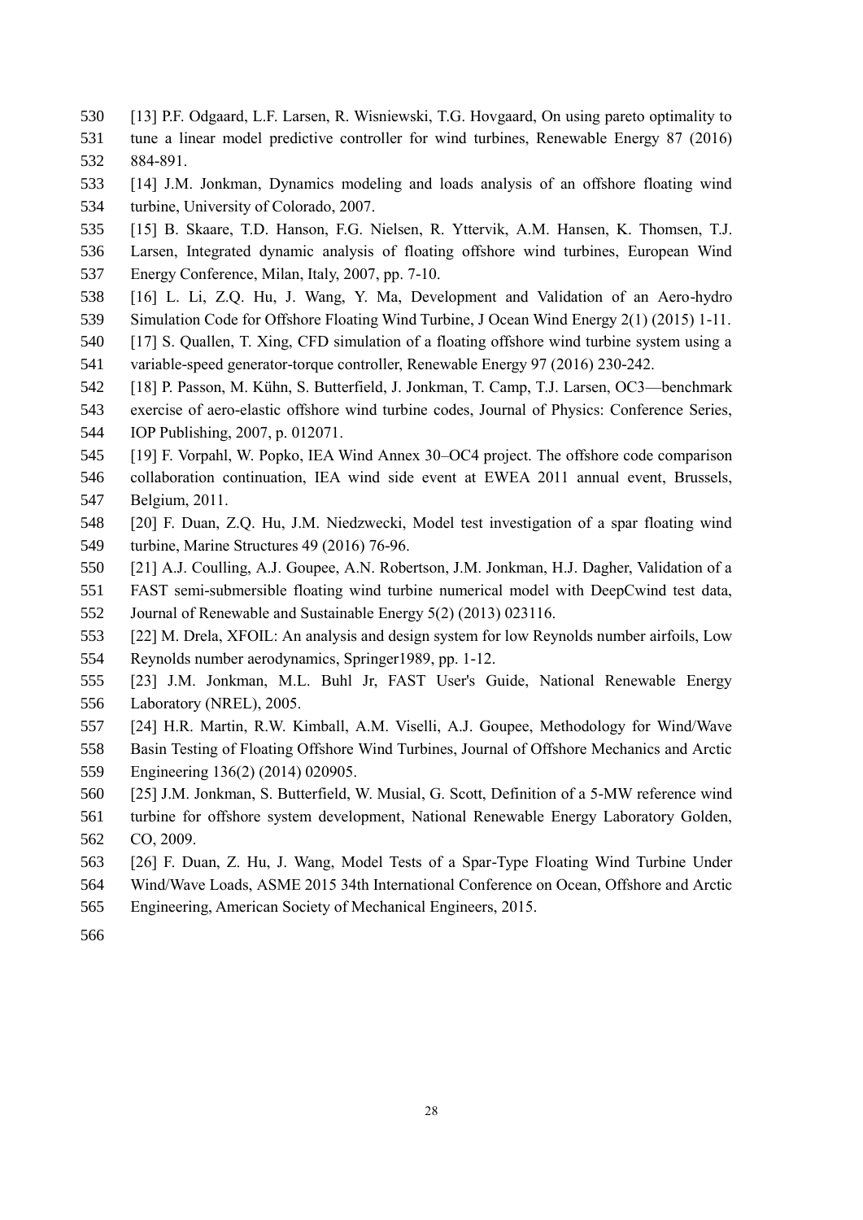[13] P.F. Odgaard, L.F. Larsen, R. Wisniewski, T.G. Hovgaard, On using pareto optimality to tune a linear model predictive controller for wind turbines, Renewable Energy 87 (2016) 884-891.

[14] J.M. Jonkman, Dynamics modeling and loads analysis of an offshore floating wind turbine, University of Colorado, 2007.

[15] B. Skaare, T.D. Hanson, F.G. Nielsen, R. Yttervik, A.M. Hansen, K. Thomsen, T.J. Larsen, Integrated dynamic analysis of floating offshore wind turbines, European Wind Energy Conference, Milan, Italy, 2007, pp. 7-10.

[16] L. Li, Z.Q. Hu, J. Wang, Y. Ma, Development and Validation of an Aero-hydro Simulation Code for Offshore Floating Wind Turbine, J Ocean Wind Energy 2(1) (2015) 1-11.

[17] S. Quallen, T. Xing, CFD simulation of a floating offshore wind turbine system using a variable-speed generator-torque controller, Renewable Energy 97 (2016) 230-242.

[18] P. Passon, M. Kühn, S. Butterfield, J. Jonkman, T. Camp, T.J. Larsen, OC3—benchmark exercise of aero-elastic offshore wind turbine codes, Journal of Physics: Conference Series, IOP Publishing, 2007, p. 012071.

[19] F. Vorpahl, W. Popko, IEA Wind Annex 30–OC4 project. The offshore code comparison collaboration continuation, IEA wind side event at EWEA 2011 annual event, Brussels, Belgium, 2011.

[20] F. Duan, Z.Q. Hu, J.M. Niedzwecki, Model test investigation of a spar floating wind turbine, Marine Structures 49 (2016) 76-96.

[21] A.J. Coulling, A.J. Goupee, A.N. Robertson, J.M. Jonkman, H.J. Dagher, Validation of a FAST semi-submersible floating wind turbine numerical model with DeepCwind test data, Journal of Renewable and Sustainable Energy 5(2) (2013) 023116.

[22] M. Drela, XFOIL: An analysis and design system for low Reynolds number airfoils, Low Reynolds number aerodynamics, Springer1989, pp. 1-12.

[23] J.M. Jonkman, M.L. Buhl Jr, FAST User's Guide, National Renewable Energy Laboratory (NREL), 2005.

[24] H.R. Martin, R.W. Kimball, A.M. Viselli, A.J. Goupee, Methodology for Wind/Wave Basin Testing of Floating Offshore Wind Turbines, Journal of Offshore Mechanics and Arctic Engineering 136(2) (2014) 020905.

[25] J.M. Jonkman, S. Butterfield, W. Musial, G. Scott, Definition of a 5-MW reference wind turbine for offshore system development, National Renewable Energy Laboratory Golden, CO, 2009.

[26] F. Duan, Z. Hu, J. Wang, Model Tests of a Spar-Type Floating Wind Turbine Under Wind/Wave Loads, ASME 2015 34th International Conference on Ocean, Offshore and Arctic Engineering, American Society of Mechanical Engineers, 2015.